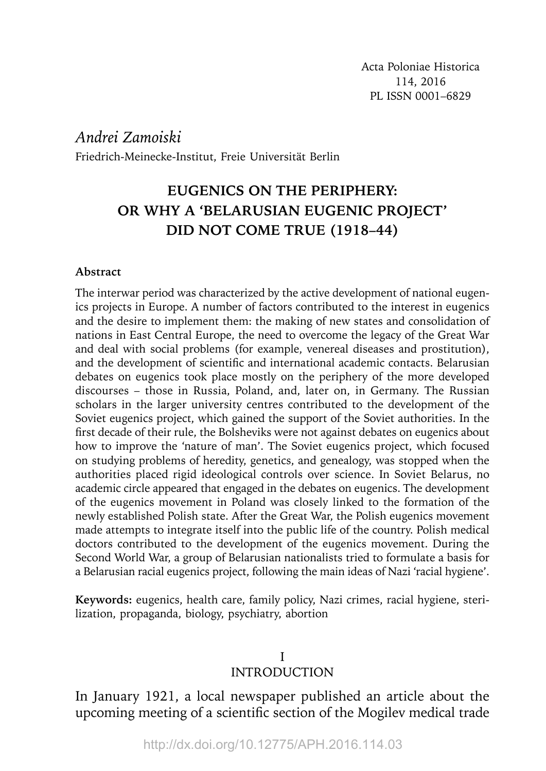Acta Poloniae Historica
114, 2016
PL ISSN 0001–6829

*Andrei Zamoiski*
Friedrich-Meinecke-Institut, Freie Universität Berlin

# EUGENICS ON THE PERIPHERY: OR WHY A 'BELARUSIAN EUGENIC PROJECT' DID NOT COME TRUE (1918–44)

**Abstract**

The interwar period was characterized by the active development of national eugenics projects in Europe. A number of factors contributed to the interest in eugenics and the desire to implement them: the making of new states and consolidation of nations in East Central Europe, the need to overcome the legacy of the Great War and deal with social problems (for example, venereal diseases and prostitution), and the development of scientific and international academic contacts. Belarusian debates on eugenics took place mostly on the periphery of the more developed discourses – those in Russia, Poland, and, later on, in Germany. The Russian scholars in the larger university centres contributed to the development of the Soviet eugenics project, which gained the support of the Soviet authorities. In the first decade of their rule, the Bolsheviks were not against debates on eugenics about how to improve the 'nature of man'. The Soviet eugenics project, which focused on studying problems of heredity, genetics, and genealogy, was stopped when the authorities placed rigid ideological controls over science. In Soviet Belarus, no academic circle appeared that engaged in the debates on eugenics. The development of the eugenics movement in Poland was closely linked to the formation of the newly established Polish state. After the Great War, the Polish eugenics movement made attempts to integrate itself into the public life of the country. Polish medical doctors contributed to the development of the eugenics movement. During the Second World War, a group of Belarusian nationalists tried to formulate a basis for a Belarusian racial eugenics project, following the main ideas of Nazi 'racial hygiene'.

**Keywords:** eugenics, health care, family policy, Nazi crimes, racial hygiene, sterilization, propaganda, biology, psychiatry, abortion

## I
## INTRODUCTION

In January 1921, a local newspaper published an article about the upcoming meeting of a scientific section of the Mogilev medical trade

http://dx.doi.org/10.12775/APH.2016.114.03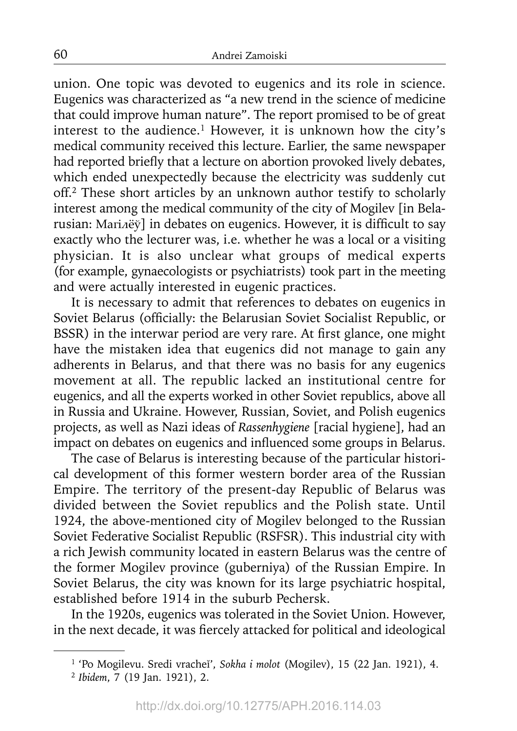union. One topic was devoted to eugenics and its role in science. Eugenics was characterized as "a new trend in the science of medicine that could improve human nature". The report promised to be of great interest to the audience.[1] However, it is unknown how the city's medical community received this lecture. Earlier, the same newspaper had reported briefly that a lecture on abortion provoked lively debates, which ended unexpectedly because the electricity was suddenly cut off.[2] These short articles by an unknown author testify to scholarly interest among the medical community of the city of Mogilev [in Belarusian: Магілёў] in debates on eugenics. However, it is difficult to say exactly who the lecturer was, i.e. whether he was a local or a visiting physician. It is also unclear what groups of medical experts (for example, gynaecologists or psychiatrists) took part in the meeting and were actually interested in eugenic practices.

It is necessary to admit that references to debates on eugenics in Soviet Belarus (officially: the Belarusian Soviet Socialist Republic, or BSSR) in the interwar period are very rare. At first glance, one might have the mistaken idea that eugenics did not manage to gain any adherents in Belarus, and that there was no basis for any eugenics movement at all. The republic lacked an institutional centre for eugenics, and all the experts worked in other Soviet republics, above all in Russia and Ukraine. However, Russian, Soviet, and Polish eugenics projects, as well as Nazi ideas of *Rassenhygiene* [racial hygiene], had an impact on debates on eugenics and influenced some groups in Belarus.

The case of Belarus is interesting because of the particular historical development of this former western border area of the Russian Empire. The territory of the present-day Republic of Belarus was divided between the Soviet republics and the Polish state. Until 1924, the above-mentioned city of Mogilev belonged to the Russian Soviet Federative Socialist Republic (RSFSR). This industrial city with a rich Jewish community located in eastern Belarus was the centre of the former Mogilev province (guberniya) of the Russian Empire. In Soviet Belarus, the city was known for its large psychiatric hospital, established before 1914 in the suburb Pechersk.

In the 1920s, eugenics was tolerated in the Soviet Union. However, in the next decade, it was fiercely attacked for political and ideological

---

[1] 'Po Mogilevu. Sredi vracheĭ', *Sokha i molot* (Mogilev), 15 (22 Jan. 1921), 4.

[2] *Ibidem*, 7 (19 Jan. 1921), 2.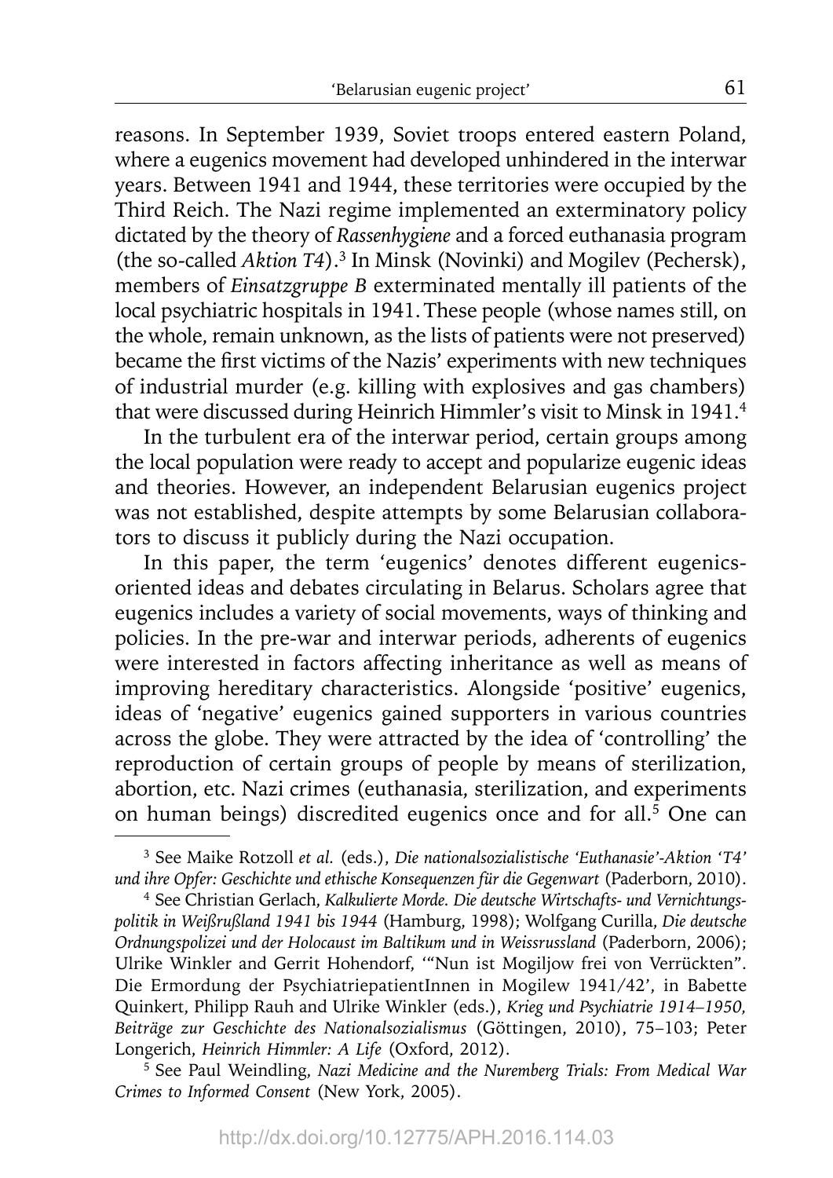reasons. In September 1939, Soviet troops entered eastern Poland, where a eugenics movement had developed unhindered in the interwar years. Between 1941 and 1944, these territories were occupied by the Third Reich. The Nazi regime implemented an exterminatory policy dictated by the theory of *Rassenhygiene* and a forced euthanasia program (the so-called *Aktion T4*).[3] In Minsk (Novinki) and Mogilev (Pechersk), members of *Einsatzgruppe B* exterminated mentally ill patients of the local psychiatric hospitals in 1941. These people (whose names still, on the whole, remain unknown, as the lists of patients were not preserved) became the first victims of the Nazis' experiments with new techniques of industrial murder (e.g. killing with explosives and gas chambers) that were discussed during Heinrich Himmler's visit to Minsk in 1941.[4]

In the turbulent era of the interwar period, certain groups among the local population were ready to accept and popularize eugenic ideas and theories. However, an independent Belarusian eugenics project was not established, despite attempts by some Belarusian collaborators to discuss it publicly during the Nazi occupation.

In this paper, the term 'eugenics' denotes different eugenics-oriented ideas and debates circulating in Belarus. Scholars agree that eugenics includes a variety of social movements, ways of thinking and policies. In the pre-war and interwar periods, adherents of eugenics were interested in factors affecting inheritance as well as means of improving hereditary characteristics. Alongside 'positive' eugenics, ideas of 'negative' eugenics gained supporters in various countries across the globe. They were attracted by the idea of 'controlling' the reproduction of certain groups of people by means of sterilization, abortion, etc. Nazi crimes (euthanasia, sterilization, and experiments on human beings) discredited eugenics once and for all.[5] One can

---

[3] See Maike Rotzoll *et al.* (eds.), *Die nationalsozialistische 'Euthanasie'-Aktion 'T4' und ihre Opfer: Geschichte und ethische Konsequenzen für die Gegenwart* (Paderborn, 2010).

[4] See Christian Gerlach, *Kalkulierte Morde. Die deutsche Wirtschafts- und Vernichtungspolitik in Weißrußland 1941 bis 1944* (Hamburg, 1998); Wolfgang Curilla, *Die deutsche Ordnungspolizei und der Holocaust im Baltikum und in Weissrussland* (Paderborn, 2006); Ulrike Winkler and Gerrit Hohendorf, '"Nun ist Mogiljow frei von Verrückten". Die Ermordung der PsychiatriepatientInnen in Mogilew 1941/42', in Babette Quinkert, Philipp Rauh and Ulrike Winkler (eds.), *Krieg und Psychiatrie 1914–1950, Beiträge zur Geschichte des Nationalsozialismus* (Göttingen, 2010), 75–103; Peter Longerich, *Heinrich Himmler: A Life* (Oxford, 2012).

[5] See Paul Weindling, *Nazi Medicine and the Nuremberg Trials: From Medical War Crimes to Informed Consent* (New York, 2005).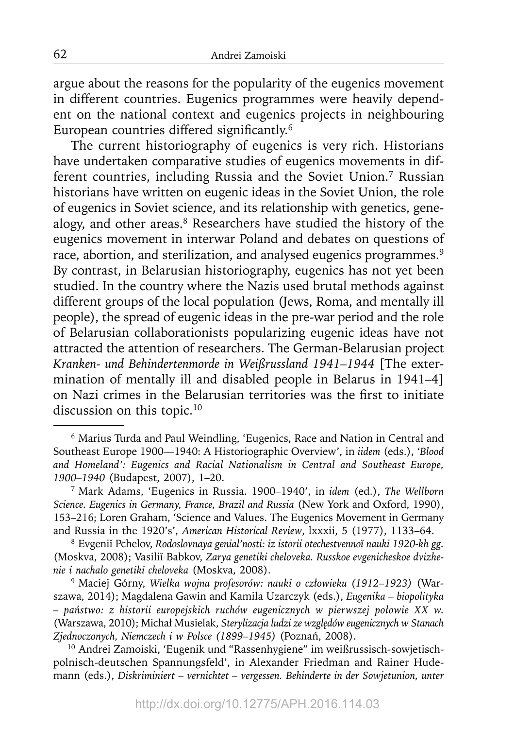argue about the reasons for the popularity of the eugenics movement in different countries. Eugenics programmes were heavily dependent on the national context and eugenics projects in neighbouring European countries differed significantly.[6]

The current historiography of eugenics is very rich. Historians have undertaken comparative studies of eugenics movements in different countries, including Russia and the Soviet Union.[7] Russian historians have written on eugenic ideas in the Soviet Union, the role of eugenics in Soviet science, and its relationship with genetics, genealogy, and other areas.[8] Researchers have studied the history of the eugenics movement in interwar Poland and debates on questions of race, abortion, and sterilization, and analysed eugenics programmes.[9] By contrast, in Belarusian historiography, eugenics has not yet been studied. In the country where the Nazis used brutal methods against different groups of the local population (Jews, Roma, and mentally ill people), the spread of eugenic ideas in the pre-war period and the role of Belarusian collaborationists popularizing eugenic ideas have not attracted the attention of researchers. The German-Belarusian project *Kranken- und Behindertenmorde in Weißrussland 1941–1944* [The extermination of mentally ill and disabled people in Belarus in 1941–4] on Nazi crimes in the Belarusian territories was the first to initiate discussion on this topic.[10]

---

[6] Marius Turda and Paul Weindling, 'Eugenics, Race and Nation in Central and Southeast Europe 1900—1940: A Historiographic Overview', in *iidem* (eds.), *'Blood and Homeland': Eugenics and Racial Nationalism in Central and Southeast Europe, 1900–1940* (Budapest, 2007), 1–20.

[7] Mark Adams, 'Eugenics in Russia. 1900–1940', in *idem* (ed.), *The Wellborn Science. Eugenics in Germany, France, Brazil and Russia* (New York and Oxford, 1990), 153–216; Loren Graham, 'Science and Values. The Eugenics Movement in Germany and Russia in the 1920's', *American Historical Review*, lxxxii, 5 (1977), 1133–64.

[8] Evgeniĭ Pchelov, *Rodoslovnaya genial'nosti: iz istorii otechestvennoĭ nauki 1920-kh gg.* (Moskva, 2008); Vasiliĭ Babkov, *Zarya genetiki cheloveka. Russkoe evgenicheskoe dvizhenie i nachalo genetiki cheloveka* (Moskva, 2008).

[9] Maciej Górny, *Wielka wojna profesorów: nauki o człowieku (1912–1923)* (Warszawa, 2014); Magdalena Gawin and Kamila Uzarczyk (eds.), *Eugenika – biopolityka – państwo: z historii europejskich ruchów eugenicznych w pierwszej połowie XX w.* (Warszawa, 2010); Michał Musielak, *Sterylizacja ludzi ze względów eugenicznych w Stanach Zjednoczonych, Niemczech i w Polsce (1899–1945)* (Poznań, 2008).

[10] Andrei Zamoiski, 'Eugenik und "Rassenhygiene" im weißrussisch-sowjetisch-polnisch-deutschen Spannungsfeld', in Alexander Friedman and Rainer Hudemann (eds.), *Diskriminiert – vernichtet – vergessen. Behinderte in der Sowjetunion, unter*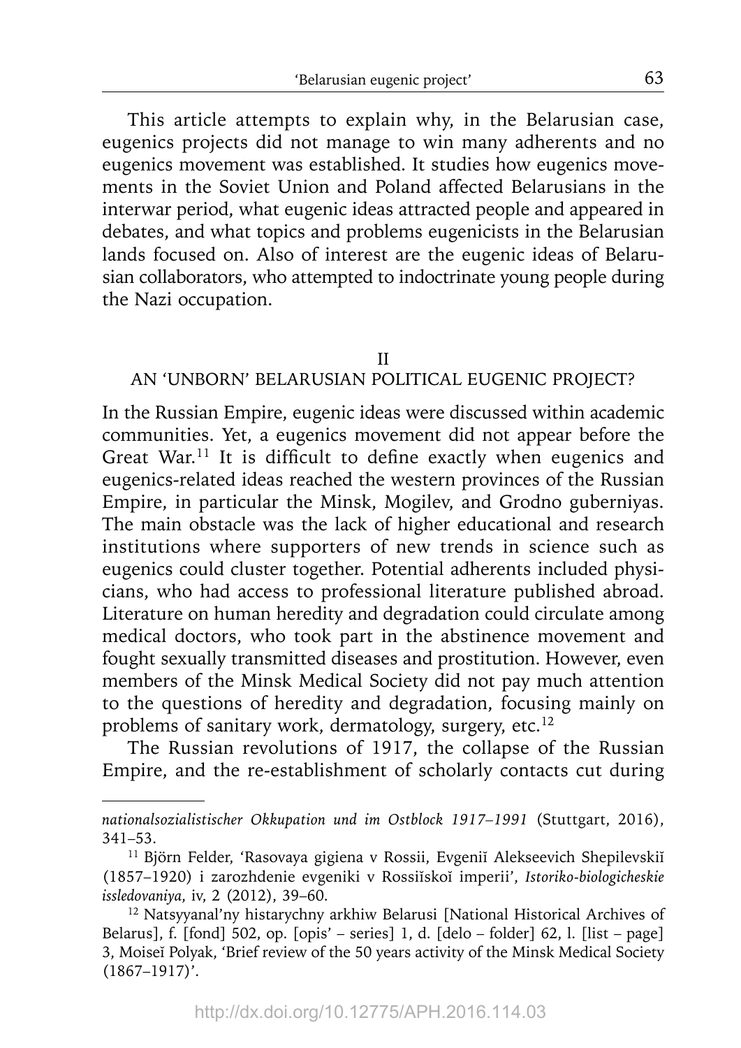This article attempts to explain why, in the Belarusian case, eugenics projects did not manage to win many adherents and no eugenics movement was established. It studies how eugenics movements in the Soviet Union and Poland affected Belarusians in the interwar period, what eugenic ideas attracted people and appeared in debates, and what topics and problems eugenicists in the Belarusian lands focused on. Also of interest are the eugenic ideas of Belarusian collaborators, who attempted to indoctrinate young people during the Nazi occupation.

## II
## AN 'UNBORN' BELARUSIAN POLITICAL EUGENIC PROJECT?

In the Russian Empire, eugenic ideas were discussed within academic communities. Yet, a eugenics movement did not appear before the Great War.[11] It is difficult to define exactly when eugenics and eugenics-related ideas reached the western provinces of the Russian Empire, in particular the Minsk, Mogilev, and Grodno guberniyas. The main obstacle was the lack of higher educational and research institutions where supporters of new trends in science such as eugenics could cluster together. Potential adherents included physicians, who had access to professional literature published abroad. Literature on human heredity and degradation could circulate among medical doctors, who took part in the abstinence movement and fought sexually transmitted diseases and prostitution. However, even members of the Minsk Medical Society did not pay much attention to the questions of heredity and degradation, focusing mainly on problems of sanitary work, dermatology, surgery, etc.[12]

The Russian revolutions of 1917, the collapse of the Russian Empire, and the re-establishment of scholarly contacts cut during

---

*nationalsozialistischer Okkupation und im Ostblock 1917–1991* (Stuttgart, 2016), 341–53.

[11] Björn Felder, 'Rasovaya gigiena v Rossii, Evgeniĭ Alekseevich Shepilevskiĭ (1857–1920) i zarozhdenie evgeniki v Rossiĭskoĭ imperii', *Istoriko-biologicheskie issledovaniya*, iv, 2 (2012), 39–60.

[12] Natsyyanal'ny histarychny arkhiw Belarusi [National Historical Archives of Belarus], f. [fond] 502, op. [opis' – series] 1, d. [delo – folder] 62, l. [list – page] 3, Moiseĭ Polyak, 'Brief review of the 50 years activity of the Minsk Medical Society (1867–1917)'.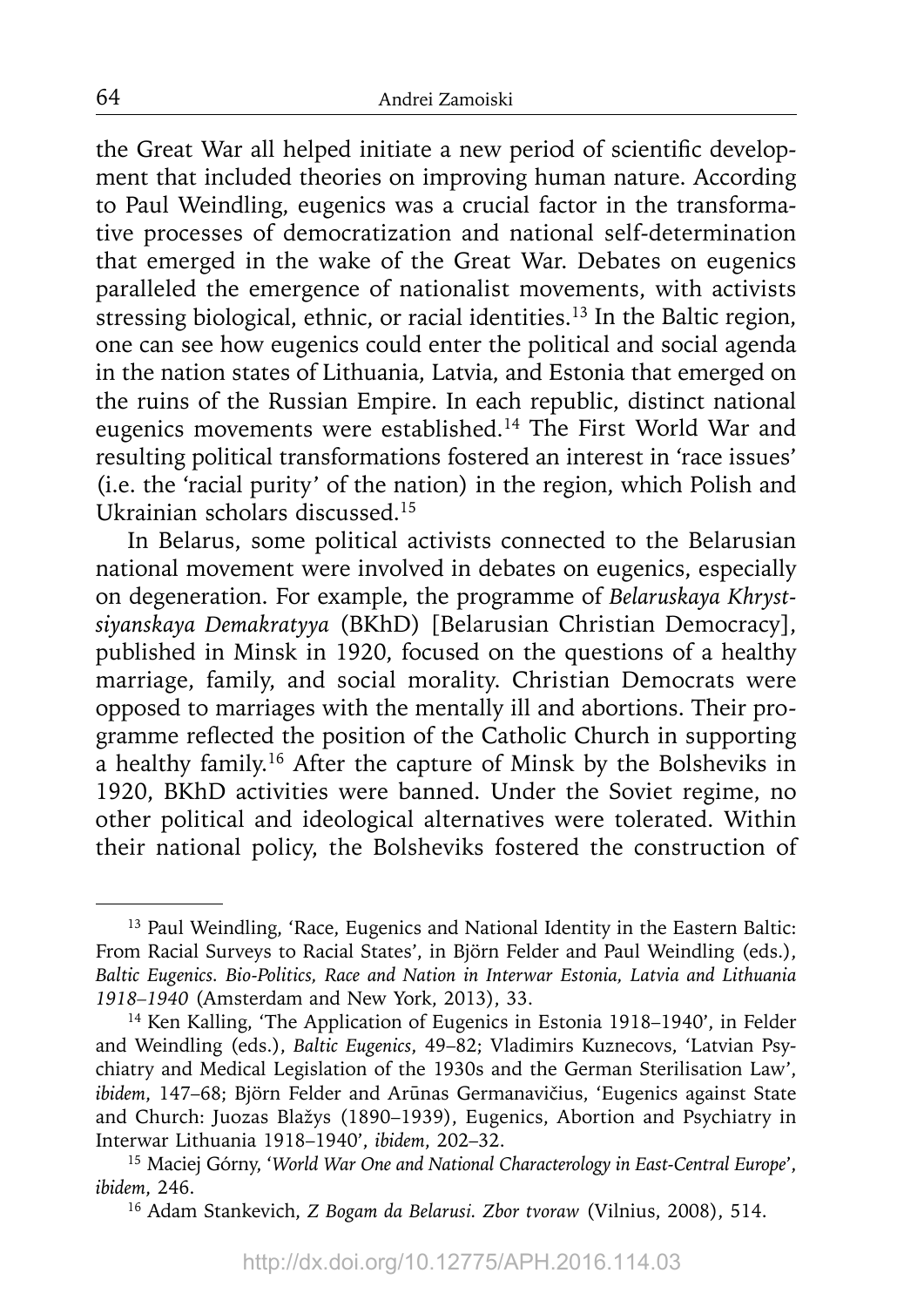the Great War all helped initiate a new period of scientific development that included theories on improving human nature. According to Paul Weindling, eugenics was a crucial factor in the transformative processes of democratization and national self-determination that emerged in the wake of the Great War. Debates on eugenics paralleled the emergence of nationalist movements, with activists stressing biological, ethnic, or racial identities.[13] In the Baltic region, one can see how eugenics could enter the political and social agenda in the nation states of Lithuania, Latvia, and Estonia that emerged on the ruins of the Russian Empire. In each republic, distinct national eugenics movements were established.[14] The First World War and resulting political transformations fostered an interest in 'race issues' (i.e. the 'racial purity' of the nation) in the region, which Polish and Ukrainian scholars discussed.[15]

In Belarus, some political activists connected to the Belarusian national movement were involved in debates on eugenics, especially on degeneration. For example, the programme of *Belaruskaya Khrystsiyanskaya Demakratyya* (BKhD) [Belarusian Christian Democracy], published in Minsk in 1920, focused on the questions of a healthy marriage, family, and social morality. Christian Democrats were opposed to marriages with the mentally ill and abortions. Their programme reflected the position of the Catholic Church in supporting a healthy family.[16] After the capture of Minsk by the Bolsheviks in 1920, BKhD activities were banned. Under the Soviet regime, no other political and ideological alternatives were tolerated. Within their national policy, the Bolsheviks fostered the construction of

---

[13] Paul Weindling, 'Race, Eugenics and National Identity in the Eastern Baltic: From Racial Surveys to Racial States', in Björn Felder and Paul Weindling (eds.), *Baltic Eugenics. Bio-Politics, Race and Nation in Interwar Estonia, Latvia and Lithuania 1918–1940* (Amsterdam and New York, 2013), 33.

[14] Ken Kalling, 'The Application of Eugenics in Estonia 1918–1940', in Felder and Weindling (eds.), *Baltic Eugenics*, 49–82; Vladimirs Kuznecovs, 'Latvian Psychiatry and Medical Legislation of the 1930s and the German Sterilisation Law', *ibidem*, 147–68; Björn Felder and Arūnas Germanavičius, 'Eugenics against State and Church: Juozas Blažys (1890–1939), Eugenics, Abortion and Psychiatry in Interwar Lithuania 1918–1940', *ibidem*, 202–32.

[15] Maciej Górny, '*World War One and National Characterology in East-Central Europe*', *ibidem*, 246.

[16] Adam Stankevich, *Z Bogam da Belarusi. Zbor tvoraw* (Vilnius, 2008), 514.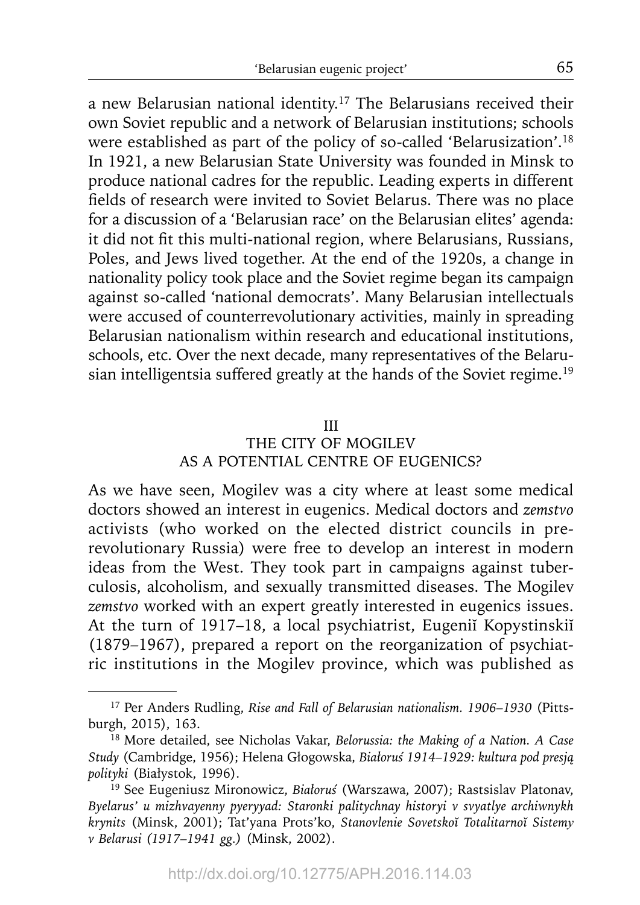a new Belarusian national identity.[17] The Belarusians received their own Soviet republic and a network of Belarusian institutions; schools were established as part of the policy of so-called 'Belarusization'.[18] In 1921, a new Belarusian State University was founded in Minsk to produce national cadres for the republic. Leading experts in different fields of research were invited to Soviet Belarus. There was no place for a discussion of a 'Belarusian race' on the Belarusian elites' agenda: it did not fit this multi-national region, where Belarusians, Russians, Poles, and Jews lived together. At the end of the 1920s, a change in nationality policy took place and the Soviet regime began its campaign against so-called 'national democrats'. Many Belarusian intellectuals were accused of counterrevolutionary activities, mainly in spreading Belarusian nationalism within research and educational institutions, schools, etc. Over the next decade, many representatives of the Belarusian intelligentsia suffered greatly at the hands of the Soviet regime.[19]

## III
## THE CITY OF MOGILEV AS A POTENTIAL CENTRE OF EUGENICS?

As we have seen, Mogilev was a city where at least some medical doctors showed an interest in eugenics. Medical doctors and *zemstvo* activists (who worked on the elected district councils in pre-revolutionary Russia) were free to develop an interest in modern ideas from the West. They took part in campaigns against tuberculosis, alcoholism, and sexually transmitted diseases. The Mogilev *zemstvo* worked with an expert greatly interested in eugenics issues. At the turn of 1917–18, a local psychiatrist, Eugeniĭ Kopystinskiĭ (1879–1967), prepared a report on the reorganization of psychiatric institutions in the Mogilev province, which was published as

---

[17] Per Anders Rudling, *Rise and Fall of Belarusian nationalism. 1906–1930* (Pittsburgh, 2015), 163.

[18] More detailed, see Nicholas Vakar, *Belorussia: the Making of a Nation. A Case Study* (Cambridge, 1956); Helena Głogowska, *Białoruś 1914–1929: kultura pod presją polityki* (Białystok, 1996).

[19] See Eugeniusz Mironowicz, *Białoruś* (Warszawa, 2007); Rastsislav Platonav, *Byelarus' u mizhvayenny pyeryyad: Staronki palitychnay historyi v svyatlye archiwnykh krynits* (Minsk, 2001); Tat'yana Prots'ko, *Stanovlenie Sovetskoĭ Totalitarnoĭ Sistemy v Belarusi (1917–1941 gg.)* (Minsk, 2002).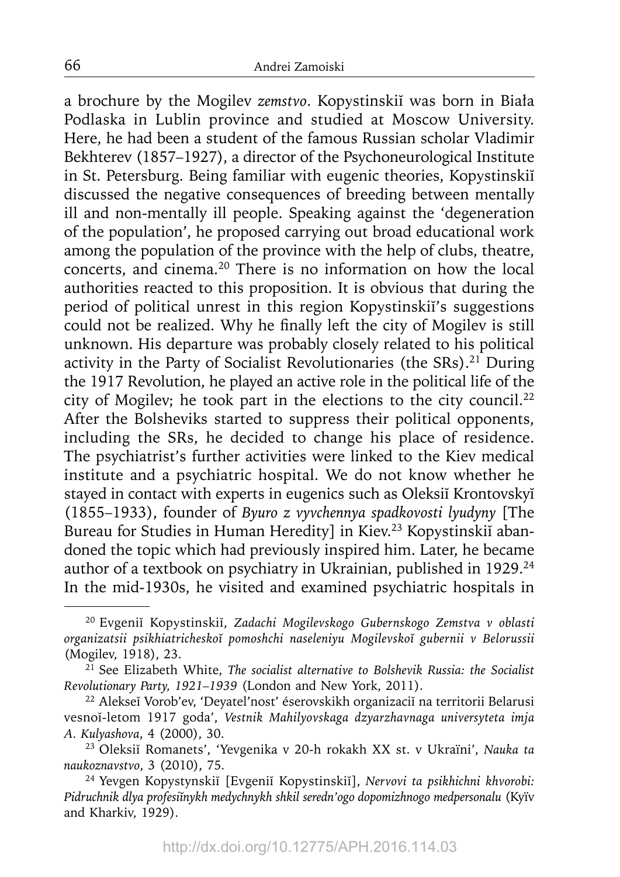a brochure by the Mogilev *zemstvo*. Kopystinskiĭ was born in Biała Podlaska in Lublin province and studied at Moscow University. Here, he had been a student of the famous Russian scholar Vladimir Bekhterev (1857–1927), a director of the Psychoneurological Institute in St. Petersburg. Being familiar with eugenic theories, Kopystinskiĭ discussed the negative consequences of breeding between mentally ill and non-mentally ill people. Speaking against the 'degeneration of the population', he proposed carrying out broad educational work among the population of the province with the help of clubs, theatre, concerts, and cinema.[20] There is no information on how the local authorities reacted to this proposition. It is obvious that during the period of political unrest in this region Kopystinskiĭ's suggestions could not be realized. Why he finally left the city of Mogilev is still unknown. His departure was probably closely related to his political activity in the Party of Socialist Revolutionaries (the SRs).[21] During the 1917 Revolution, he played an active role in the political life of the city of Mogilev; he took part in the elections to the city council.[22] After the Bolsheviks started to suppress their political opponents, including the SRs, he decided to change his place of residence. The psychiatrist's further activities were linked to the Kiev medical institute and a psychiatric hospital. We do not know whether he stayed in contact with experts in eugenics such as Oleksiĭ Krontovskyĭ (1855–1933), founder of *Byuro z vyvchennya spadkovosti lyudyny* [The Bureau for Studies in Human Heredity] in Kiev.[23] Kopystinskiĭ abandoned the topic which had previously inspired him. Later, he became author of a textbook on psychiatry in Ukrainian, published in 1929.[24] In the mid-1930s, he visited and examined psychiatric hospitals in

---

[20] Evgeniĭ Kopystinskiĭ, *Zadachi Mogilevskogo Gubernskogo Zemstva v oblasti organizatsii psikhiatricheskoĭ pomoshchi naseleniyu Mogilevskoĭ gubernii v Belorussii* (Mogilev, 1918), 23.

[21] See Elizabeth White, *The socialist alternative to Bolshevik Russia: the Socialist Revolutionary Party, 1921–1939* (London and New York, 2011).

[22] Alekseĭ Vorob'ev, 'Deyatel'nost' éserovskikh organizaciĭ na territorii Belarusi vesnoĭ-letom 1917 goda', *Vestnik Mahilyovskaga dzyarzhavnaga universyteta imja A. Kulyashova*, 4 (2000), 30.

[23] Oleksiĭ Romanets', 'Yevgenika v 20-h rokakh XX st. v Ukraïni', *Nauka ta naukoznavstvo*, 3 (2010), 75.

[24] Yevgen Kopystynskiĭ [Evgeniĭ Kopystinskiĭ], *Nervovi ta psikhichni khvorobi: Pidruchnik dlya profesiĭnykh medychnykh shkil seredn'ogo dopomizhnogo medpersonalu* (Kyïv and Kharkiv, 1929).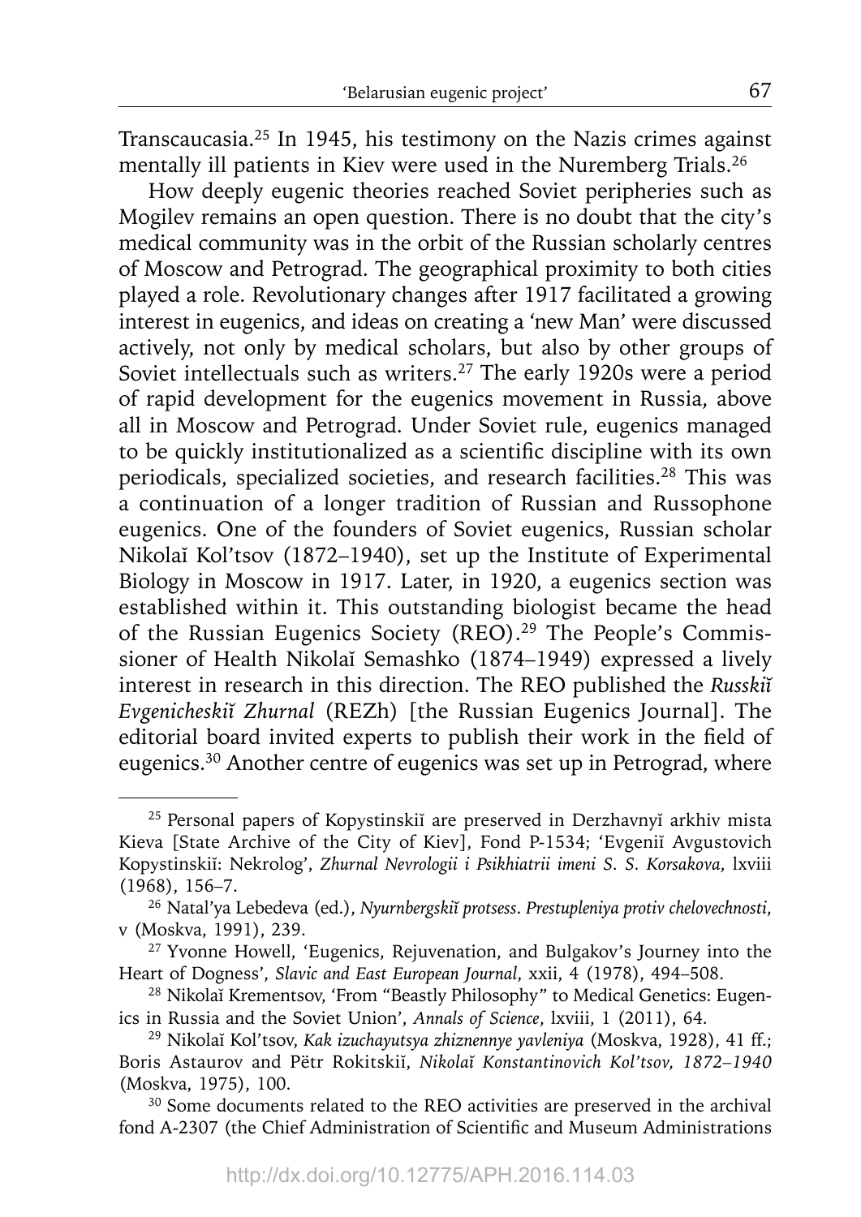Transcaucasia.[25] In 1945, his testimony on the Nazis crimes against mentally ill patients in Kiev were used in the Nuremberg Trials.[26]

How deeply eugenic theories reached Soviet peripheries such as Mogilev remains an open question. There is no doubt that the city's medical community was in the orbit of the Russian scholarly centres of Moscow and Petrograd. The geographical proximity to both cities played a role. Revolutionary changes after 1917 facilitated a growing interest in eugenics, and ideas on creating a 'new Man' were discussed actively, not only by medical scholars, but also by other groups of Soviet intellectuals such as writers.[27] The early 1920s were a period of rapid development for the eugenics movement in Russia, above all in Moscow and Petrograd. Under Soviet rule, eugenics managed to be quickly institutionalized as a scientific discipline with its own periodicals, specialized societies, and research facilities.[28] This was a continuation of a longer tradition of Russian and Russophone eugenics. One of the founders of Soviet eugenics, Russian scholar Nikolaĭ Kol'tsov (1872–1940), set up the Institute of Experimental Biology in Moscow in 1917. Later, in 1920, a eugenics section was established within it. This outstanding biologist became the head of the Russian Eugenics Society (REO).[29] The People's Commissioner of Health Nikolaĭ Semashko (1874–1949) expressed a lively interest in research in this direction. The REO published the *Russkiĭ Evgenicheskiĭ Zhurnal* (REZh) [the Russian Eugenics Journal]. The editorial board invited experts to publish their work in the field of eugenics.[30] Another centre of eugenics was set up in Petrograd, where

---

[25] Personal papers of Kopystinskiĭ are preserved in Derzhavnyĭ arkhiv mista Kieva [State Archive of the City of Kiev], Fond P-1534; 'Evgeniĭ Avgustovich Kopystinskiĭ: Nekrolog', *Zhurnal Nevrologii i Psikhiatrii imeni S. S. Korsakova*, lxviii (1968), 156–7.

[26] Natal'ya Lebedeva (ed.), *Nyurnbergskiĭ protsess. Prestupleniya protiv chelovechnosti*, v (Moskva, 1991), 239.

[27] Yvonne Howell, 'Eugenics, Rejuvenation, and Bulgakov's Journey into the Heart of Dogness', *Slavic and East European Journal*, xxii, 4 (1978), 494–508.

[28] Nikolaĭ Krementsov, 'From "Beastly Philosophy" to Medical Genetics: Eugenics in Russia and the Soviet Union', *Annals of Science*, lxviii, 1 (2011), 64.

[29] Nikolaĭ Kol'tsov, *Kak izuchayutsya zhiznennye yavleniya* (Moskva, 1928), 41 ff.; Boris Astaurov and Pëtr Rokitskiĭ, *Nikolaĭ Konstantinovich Kol'tsov, 1872–1940* (Moskva, 1975), 100.

[30] Some documents related to the REO activities are preserved in the archival fond A-2307 (the Chief Administration of Scientific and Museum Administrations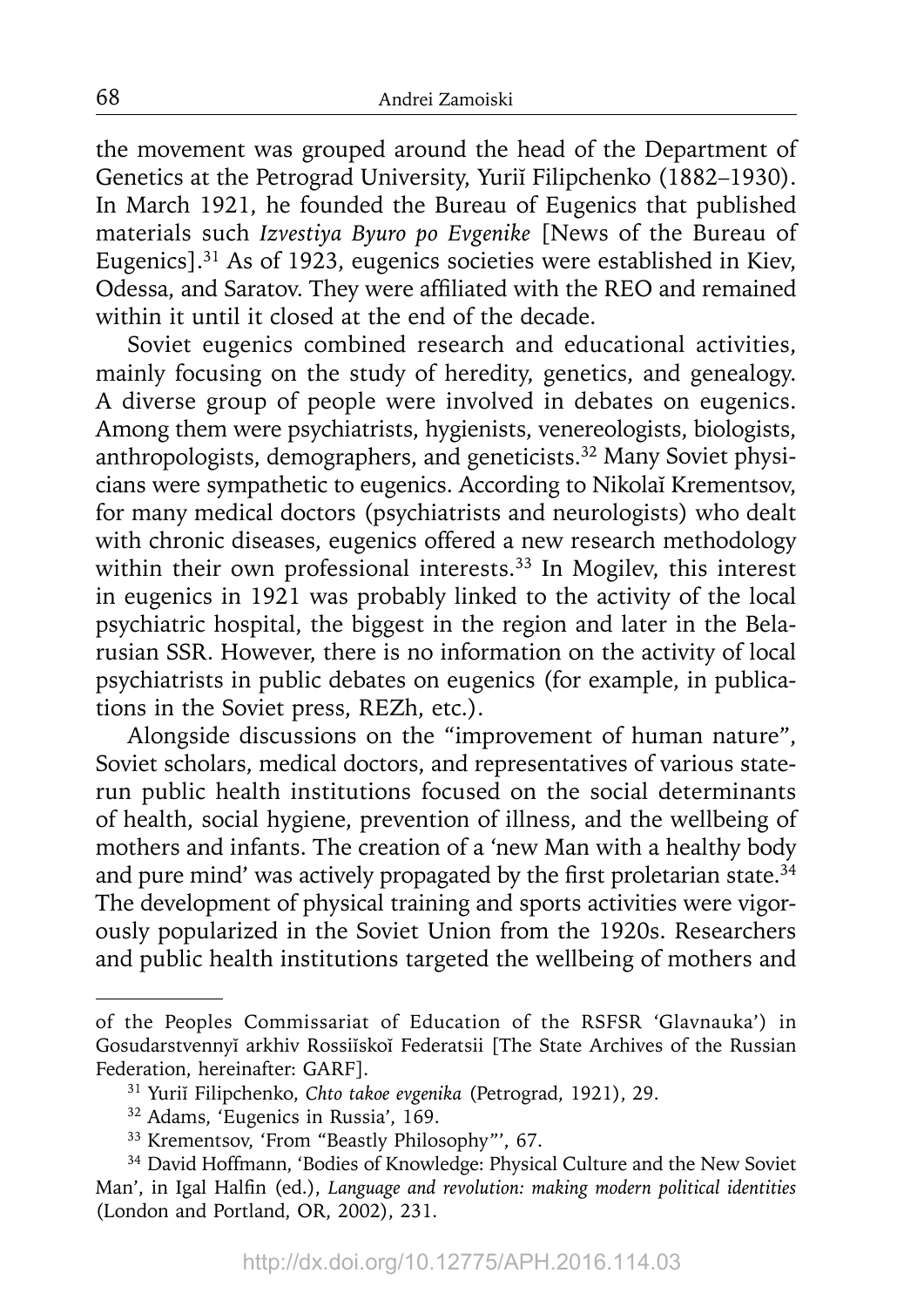the movement was grouped around the head of the Department of Genetics at the Petrograd University, Yuriĭ Filipchenko (1882–1930). In March 1921, he founded the Bureau of Eugenics that published materials such *Izvestiya Byuro po Evgenike* [News of the Bureau of Eugenics].[31] As of 1923, eugenics societies were established in Kiev, Odessa, and Saratov. They were affiliated with the REO and remained within it until it closed at the end of the decade.

Soviet eugenics combined research and educational activities, mainly focusing on the study of heredity, genetics, and genealogy. A diverse group of people were involved in debates on eugenics. Among them were psychiatrists, hygienists, venereologists, biologists, anthropologists, demographers, and geneticists.[32] Many Soviet physicians were sympathetic to eugenics. According to Nikolaĭ Krementsov, for many medical doctors (psychiatrists and neurologists) who dealt with chronic diseases, eugenics offered a new research methodology within their own professional interests.[33] In Mogilev, this interest in eugenics in 1921 was probably linked to the activity of the local psychiatric hospital, the biggest in the region and later in the Belarusian SSR. However, there is no information on the activity of local psychiatrists in public debates on eugenics (for example, in publications in the Soviet press, REZh, etc.).

Alongside discussions on the "improvement of human nature", Soviet scholars, medical doctors, and representatives of various state-run public health institutions focused on the social determinants of health, social hygiene, prevention of illness, and the wellbeing of mothers and infants. The creation of a 'new Man with a healthy body and pure mind' was actively propagated by the first proletarian state.[34] The development of physical training and sports activities were vigorously popularized in the Soviet Union from the 1920s. Researchers and public health institutions targeted the wellbeing of mothers and

---

of the Peoples Commissariat of Education of the RSFSR 'Glavnauka') in Gosudarstvennyĭ arkhiv Rossiĭskoĭ Federatsii [The State Archives of the Russian Federation, hereinafter: GARF].

[31] Yuriĭ Filipchenko, *Chto takoe evgenika* (Petrograd, 1921), 29.

[32] Adams, 'Eugenics in Russia', 169.

[33] Krementsov, 'From "Beastly Philosophy"', 67.

[34] David Hoffmann, 'Bodies of Knowledge: Physical Culture and the New Soviet Man', in Igal Halfin (ed.), *Language and revolution: making modern political identities* (London and Portland, OR, 2002), 231.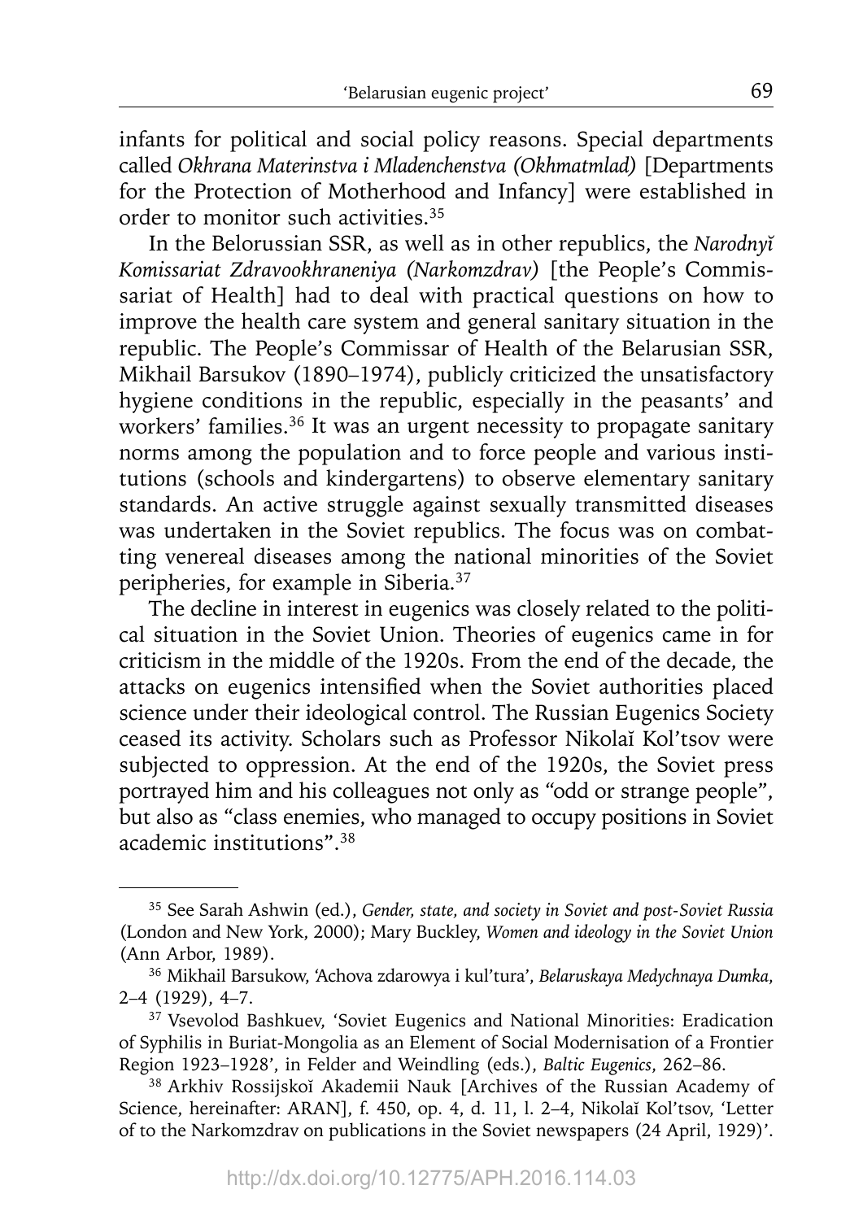infants for political and social policy reasons. Special departments called *Okhrana Materinstva i Mladenchenstva (Okhmatmlad)* [Departments for the Protection of Motherhood and Infancy] were established in order to monitor such activities.[35]

In the Belorussian SSR, as well as in other republics, the *Narodnyĭ Komissariat Zdravookhraneniya (Narkomzdrav)* [the People's Commissariat of Health] had to deal with practical questions on how to improve the health care system and general sanitary situation in the republic. The People's Commissar of Health of the Belarusian SSR, Mikhail Barsukov (1890–1974), publicly criticized the unsatisfactory hygiene conditions in the republic, especially in the peasants' and workers' families.[36] It was an urgent necessity to propagate sanitary norms among the population and to force people and various institutions (schools and kindergartens) to observe elementary sanitary standards. An active struggle against sexually transmitted diseases was undertaken in the Soviet republics. The focus was on combatting venereal diseases among the national minorities of the Soviet peripheries, for example in Siberia.[37]

The decline in interest in eugenics was closely related to the political situation in the Soviet Union. Theories of eugenics came in for criticism in the middle of the 1920s. From the end of the decade, the attacks on eugenics intensified when the Soviet authorities placed science under their ideological control. The Russian Eugenics Society ceased its activity. Scholars such as Professor Nikolaĭ Kol'tsov were subjected to oppression. At the end of the 1920s, the Soviet press portrayed him and his colleagues not only as "odd or strange people", but also as "class enemies, who managed to occupy positions in Soviet academic institutions".[38]

---

[35] See Sarah Ashwin (ed.), *Gender, state, and society in Soviet and post-Soviet Russia* (London and New York, 2000); Mary Buckley, *Women and ideology in the Soviet Union* (Ann Arbor, 1989).

[36] Mikhail Barsukow, 'Achova zdarowya i kul'tura', *Belaruskaya Medychnaya Dumka*, 2–4 (1929), 4–7.

[37] Vsevolod Bashkuev, 'Soviet Eugenics and National Minorities: Eradication of Syphilis in Buriat-Mongolia as an Element of Social Modernisation of a Frontier Region 1923–1928', in Felder and Weindling (eds.), *Baltic Eugenics*, 262–86.

[38] Arkhiv Rossijskoĭ Akademii Nauk [Archives of the Russian Academy of Science, hereinafter: ARAN], f. 450, op. 4, d. 11, l. 2–4, Nikolaĭ Kol'tsov, 'Letter of to the Narkomzdrav on publications in the Soviet newspapers (24 April, 1929)'.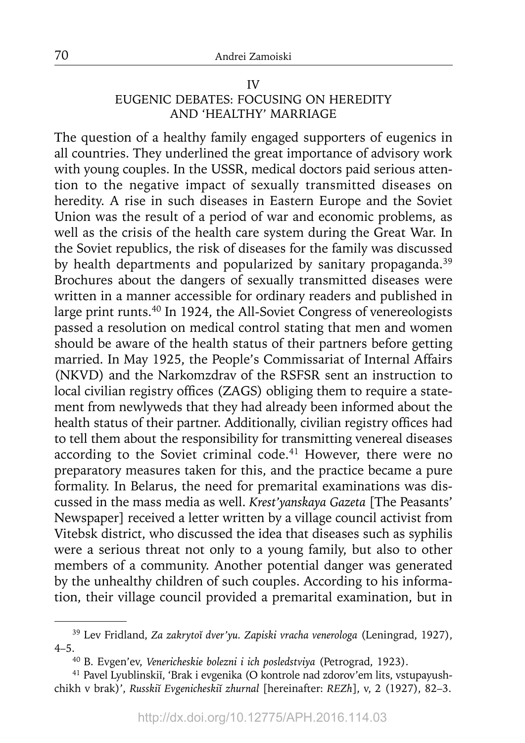## IV
## EUGENIC DEBATES: FOCUSING ON HEREDITY AND 'HEALTHY' MARRIAGE

The question of a healthy family engaged supporters of eugenics in all countries. They underlined the great importance of advisory work with young couples. In the USSR, medical doctors paid serious attention to the negative impact of sexually transmitted diseases on heredity. A rise in such diseases in Eastern Europe and the Soviet Union was the result of a period of war and economic problems, as well as the crisis of the health care system during the Great War. In the Soviet republics, the risk of diseases for the family was discussed by health departments and popularized by sanitary propaganda.[39] Brochures about the dangers of sexually transmitted diseases were written in a manner accessible for ordinary readers and published in large print runts.[40] In 1924, the All-Soviet Congress of venereologists passed a resolution on medical control stating that men and women should be aware of the health status of their partners before getting married. In May 1925, the People's Commissariat of Internal Affairs (NKVD) and the Narkomzdrav of the RSFSR sent an instruction to local civilian registry offices (ZAGS) obliging them to require a statement from newlyweds that they had already been informed about the health status of their partner. Additionally, civilian registry offices had to tell them about the responsibility for transmitting venereal diseases according to the Soviet criminal code.[41] However, there were no preparatory measures taken for this, and the practice became a pure formality. In Belarus, the need for premarital examinations was discussed in the mass media as well. *Krest'yanskaya Gazeta* [The Peasants' Newspaper] received a letter written by a village council activist from Vitebsk district, who discussed the idea that diseases such as syphilis were a serious threat not only to a young family, but also to other members of a community. Another potential danger was generated by the unhealthy children of such couples. According to his information, their village council provided a premarital examination, but in

---

[39] Lev Fridland, *Za zakrytoĭ dver'yu. Zapiski vracha venerologa* (Leningrad, 1927), 4–5.

[40] B. Evgen'ev, *Venericheskie bolezni i ich posledstviya* (Petrograd, 1923).

[41] Pavel Lyublinskiĭ, 'Brak i evgenika (O kontrole nad zdorov'em lits, vstupayushchikh v brak)', *Russkiĭ Evgenicheskiĭ zhurnal* [hereinafter: *REZh*], v, 2 (1927), 82–3.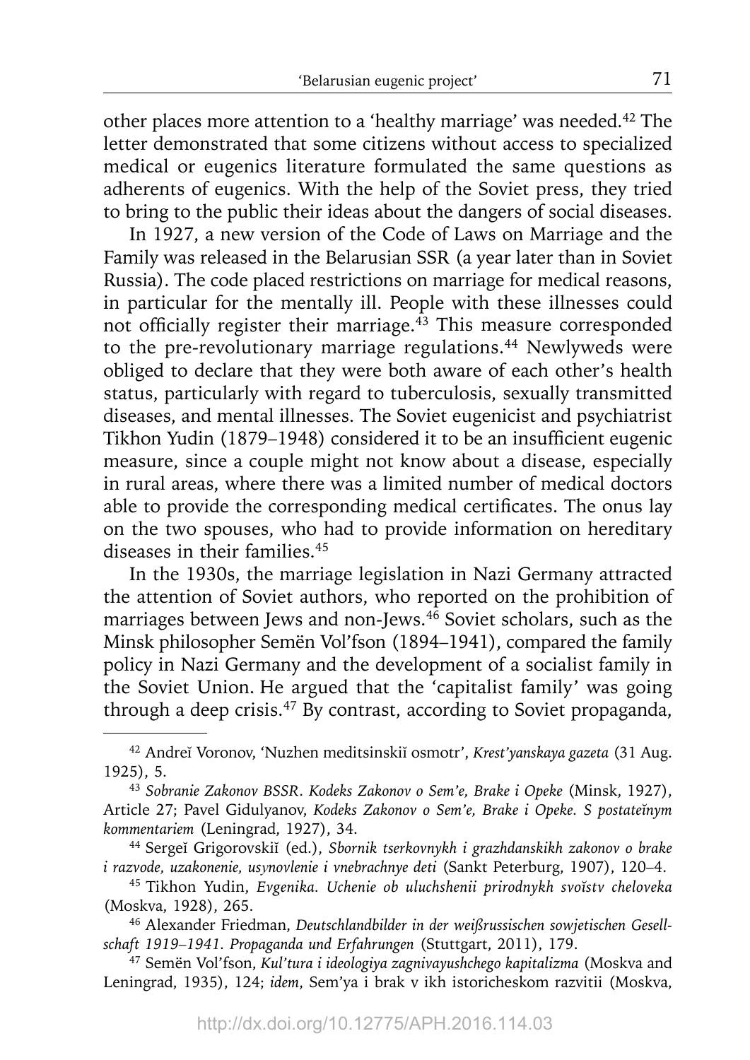other places more attention to a 'healthy marriage' was needed.[42] The letter demonstrated that some citizens without access to specialized medical or eugenics literature formulated the same questions as adherents of eugenics. With the help of the Soviet press, they tried to bring to the public their ideas about the dangers of social diseases.

In 1927, a new version of the Code of Laws on Marriage and the Family was released in the Belarusian SSR (a year later than in Soviet Russia). The code placed restrictions on marriage for medical reasons, in particular for the mentally ill. People with these illnesses could not officially register their marriage.[43] This measure corresponded to the pre-revolutionary marriage regulations.[44] Newlyweds were obliged to declare that they were both aware of each other's health status, particularly with regard to tuberculosis, sexually transmitted diseases, and mental illnesses. The Soviet eugenicist and psychiatrist Tikhon Yudin (1879–1948) considered it to be an insufficient eugenic measure, since a couple might not know about a disease, especially in rural areas, where there was a limited number of medical doctors able to provide the corresponding medical certificates. The onus lay on the two spouses, who had to provide information on hereditary diseases in their families.[45]

In the 1930s, the marriage legislation in Nazi Germany attracted the attention of Soviet authors, who reported on the prohibition of marriages between Jews and non-Jews.[46] Soviet scholars, such as the Minsk philosopher Semën Vol'fson (1894–1941), compared the family policy in Nazi Germany and the development of a socialist family in the Soviet Union. He argued that the 'capitalist family' was going through a deep crisis.[47] By contrast, according to Soviet propaganda,

---

[42] Andreĭ Voronov, 'Nuzhen meditsinskiĭ osmotr', *Krest'yanskaya gazeta* (31 Aug. 1925), 5.

[43] *Sobranie Zakonov BSSR. Kodeks Zakonov o Sem'e, Brake i Opeke* (Minsk, 1927), Article 27; Pavel Gidulyanov, *Kodeks Zakonov o Sem'e, Brake i Opeke. S postateĭnym kommentariem* (Leningrad, 1927), 34.

[44] Sergeĭ Grigorovskiĭ (ed.), *Sbornik tserkovnykh i grazhdanskikh zakonov o brake i razvode, uzakonenie, usynovlenie i vnebrachnye deti* (Sankt Peterburg, 1907), 120–4.

[45] Tikhon Yudin, *Evgenika. Uchenie ob uluchshenii prirodnykh svoĭstv cheloveka* (Moskva, 1928), 265.

[46] Alexander Friedman, *Deutschlandbilder in der weißrussischen sowjetischen Gesellschaft 1919–1941. Propaganda und Erfahrungen* (Stuttgart, 2011), 179.

[47] Semën Vol'fson, *Kul'tura i ideologiya zagnivayushchego kapitalizma* (Moskva and Leningrad, 1935), 124; *idem*, Sem'ya i brak v ikh istoricheskom razvitii (Moskva,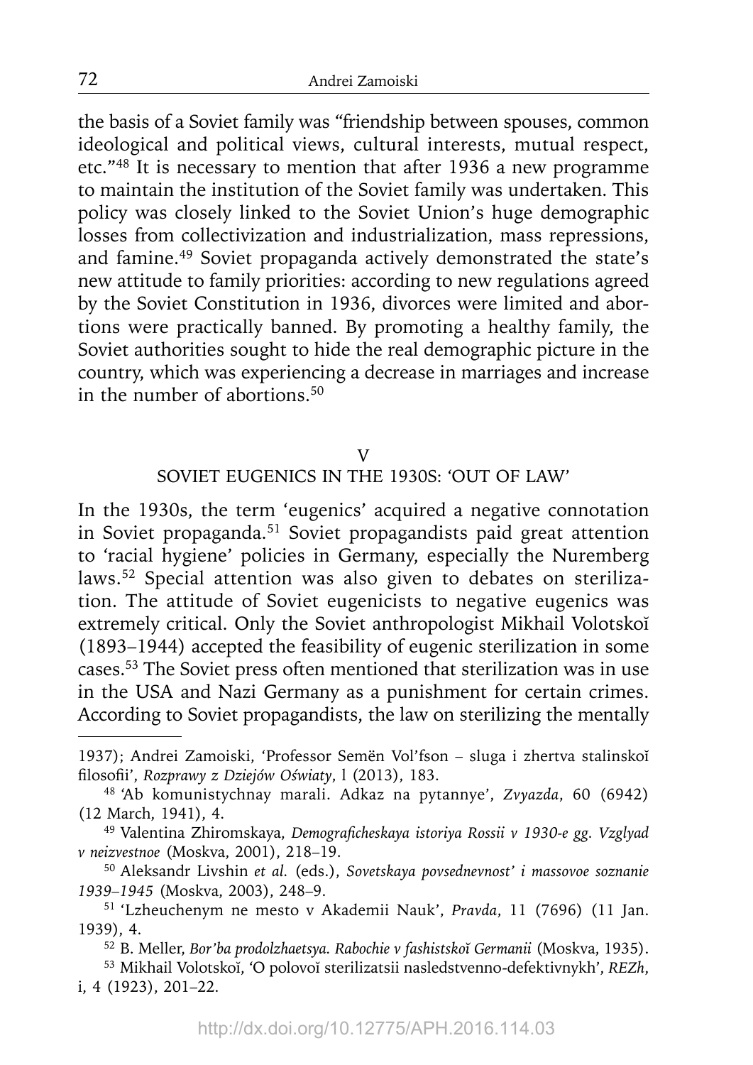the basis of a Soviet family was "friendship between spouses, common ideological and political views, cultural interests, mutual respect, etc."[48] It is necessary to mention that after 1936 a new programme to maintain the institution of the Soviet family was undertaken. This policy was closely linked to the Soviet Union's huge demographic losses from collectivization and industrialization, mass repressions, and famine.[49] Soviet propaganda actively demonstrated the state's new attitude to family priorities: according to new regulations agreed by the Soviet Constitution in 1936, divorces were limited and abortions were practically banned. By promoting a healthy family, the Soviet authorities sought to hide the real demographic picture in the country, which was experiencing a decrease in marriages and increase in the number of abortions.[50]

## V
## SOVIET EUGENICS IN THE 1930S: 'OUT OF LAW'

In the 1930s, the term 'eugenics' acquired a negative connotation in Soviet propaganda.[51] Soviet propagandists paid great attention to 'racial hygiene' policies in Germany, especially the Nuremberg laws.[52] Special attention was also given to debates on sterilization. The attitude of Soviet eugenicists to negative eugenics was extremely critical. Only the Soviet anthropologist Mikhail Volotskoĭ (1893–1944) accepted the feasibility of eugenic sterilization in some cases.[53] The Soviet press often mentioned that sterilization was in use in the USA and Nazi Germany as a punishment for certain crimes. According to Soviet propagandists, the law on sterilizing the mentally

---

1937); Andrei Zamoiski, 'Professor Semën Vol'fson – sluga i zhertva stalinskoĭ filosofii', *Rozprawy z Dziejów Oświaty*, l (2013), 183.

[48] 'Ab komunistychnay marali. Adkaz na pytannye', *Zvyazda*, 60 (6942) (12 March, 1941), 4.

[49] Valentina Zhiromskaya, *Demograficheskaya istoriya Rossii v 1930-e gg. Vzglyad v neizvestnoe* (Moskva, 2001), 218–19.

[50] Aleksandr Livshin *et al.* (eds.), *Sovetskaya povsednevnost' i massovoe soznanie 1939–1945* (Moskva, 2003), 248–9.

[51] 'Lzheuchenym ne mesto v Akademii Nauk', *Pravda*, 11 (7696) (11 Jan. 1939), 4.

[52] B. Meller, *Bor'ba prodolzhaetsya. Rabochie v fashistskoĭ Germanii* (Moskva, 1935).

[53] Mikhail Volotskoĭ, 'O polovoĭ sterilizatsii nasledstvenno-defektivnykh', *REZh*, i, 4 (1923), 201–22.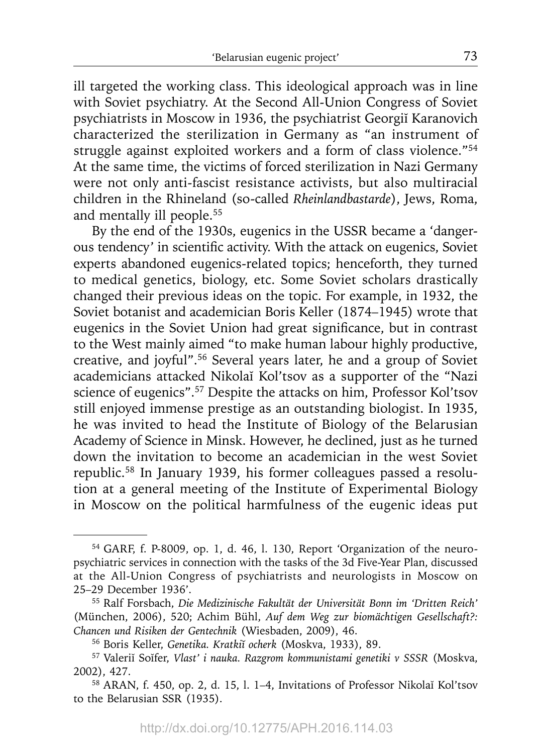ill targeted the working class. This ideological approach was in line with Soviet psychiatry. At the Second All-Union Congress of Soviet psychiatrists in Moscow in 1936, the psychiatrist Georgiĭ Karanovich characterized the sterilization in Germany as "an instrument of struggle against exploited workers and a form of class violence."[54] At the same time, the victims of forced sterilization in Nazi Germany were not only anti-fascist resistance activists, but also multiracial children in the Rhineland (so-called *Rheinlandbastarde*), Jews, Roma, and mentally ill people.[55]

By the end of the 1930s, eugenics in the USSR became a 'dangerous tendency' in scientific activity. With the attack on eugenics, Soviet experts abandoned eugenics-related topics; henceforth, they turned to medical genetics, biology, etc. Some Soviet scholars drastically changed their previous ideas on the topic. For example, in 1932, the Soviet botanist and academician Boris Keller (1874–1945) wrote that eugenics in the Soviet Union had great significance, but in contrast to the West mainly aimed "to make human labour highly productive, creative, and joyful".[56] Several years later, he and a group of Soviet academicians attacked Nikolaĭ Kol'tsov as a supporter of the "Nazi science of eugenics".[57] Despite the attacks on him, Professor Kol'tsov still enjoyed immense prestige as an outstanding biologist. In 1935, he was invited to head the Institute of Biology of the Belarusian Academy of Science in Minsk. However, he declined, just as he turned down the invitation to become an academician in the west Soviet republic.[58] In January 1939, his former colleagues passed a resolution at a general meeting of the Institute of Experimental Biology in Moscow on the political harmfulness of the eugenic ideas put

---

[54] GARF, f. P-8009, op. 1, d. 46, l. 130, Report 'Organization of the neuropsychiatric services in connection with the tasks of the 3d Five-Year Plan, discussed at the All-Union Congress of psychiatrists and neurologists in Moscow on 25–29 December 1936'.

[55] Ralf Forsbach, *Die Medizinische Fakultät der Universität Bonn im 'Dritten Reich'* (München, 2006), 520; Achim Bühl, *Auf dem Weg zur biomächtigen Gesellschaft?: Chancen und Risiken der Gentechnik* (Wiesbaden, 2009), 46.

[56] Boris Keller, *Genetika. Kratkiĭ ocherk* (Moskva, 1933), 89.

[57] Valeriĭ Soĭfer, *Vlast' i nauka. Razgrom kommunistami genetiki v SSSR* (Moskva, 2002), 427.

[58] ARAN, f. 450, op. 2, d. 15, l. 1–4, Invitations of Professor Nikolaĭ Kol'tsov to the Belarusian SSR (1935).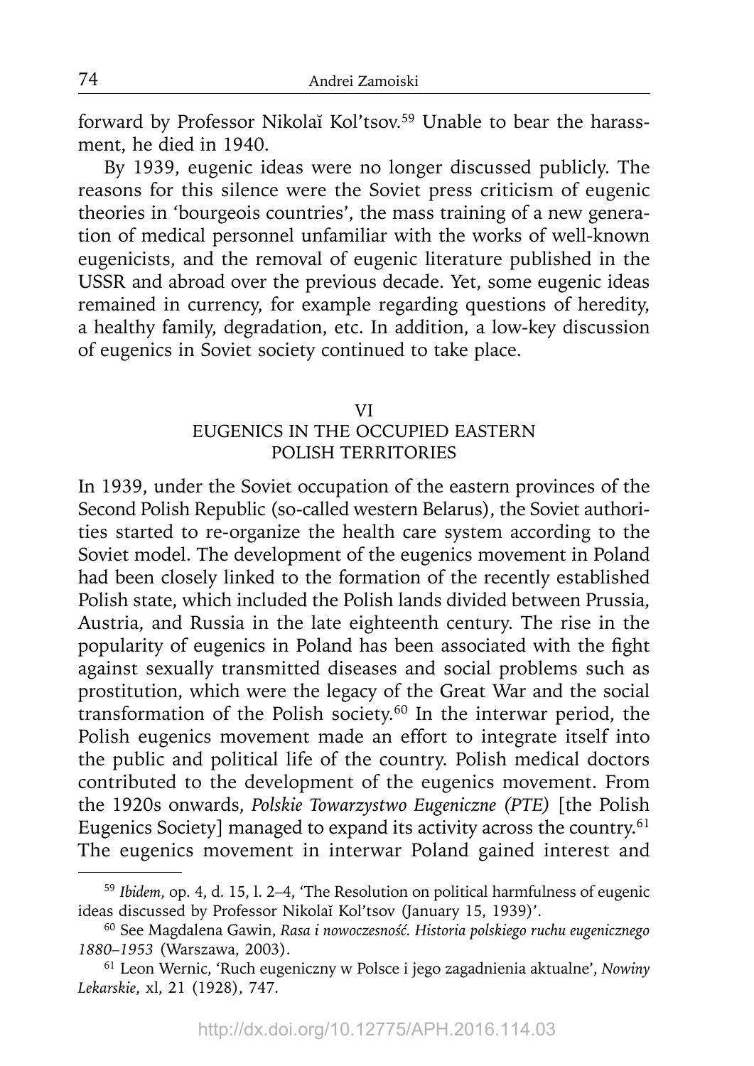forward by Professor Nikolaĭ Kol'tsov.[59] Unable to bear the harassment, he died in 1940.

By 1939, eugenic ideas were no longer discussed publicly. The reasons for this silence were the Soviet press criticism of eugenic theories in 'bourgeois countries', the mass training of a new generation of medical personnel unfamiliar with the works of well-known eugenicists, and the removal of eugenic literature published in the USSR and abroad over the previous decade. Yet, some eugenic ideas remained in currency, for example regarding questions of heredity, a healthy family, degradation, etc. In addition, a low-key discussion of eugenics in Soviet society continued to take place.

## VI
## EUGENICS IN THE OCCUPIED EASTERN POLISH TERRITORIES

In 1939, under the Soviet occupation of the eastern provinces of the Second Polish Republic (so-called western Belarus), the Soviet authorities started to re-organize the health care system according to the Soviet model. The development of the eugenics movement in Poland had been closely linked to the formation of the recently established Polish state, which included the Polish lands divided between Prussia, Austria, and Russia in the late eighteenth century. The rise in the popularity of eugenics in Poland has been associated with the fight against sexually transmitted diseases and social problems such as prostitution, which were the legacy of the Great War and the social transformation of the Polish society.[60] In the interwar period, the Polish eugenics movement made an effort to integrate itself into the public and political life of the country. Polish medical doctors contributed to the development of the eugenics movement. From the 1920s onwards, *Polskie Towarzystwo Eugeniczne (PTE)* [the Polish Eugenics Society] managed to expand its activity across the country.[61] The eugenics movement in interwar Poland gained interest and

---

[59] *Ibidem*, op. 4, d. 15, l. 2–4, 'The Resolution on political harmfulness of eugenic ideas discussed by Professor Nikolaĭ Kol'tsov (January 15, 1939)'.

[60] See Magdalena Gawin, *Rasa i nowoczesność. Historia polskiego ruchu eugenicznego 1880–1953* (Warszawa, 2003).

[61] Leon Wernic, 'Ruch eugeniczny w Polsce i jego zagadnienia aktualne', *Nowiny Lekarskie*, xl, 21 (1928), 747.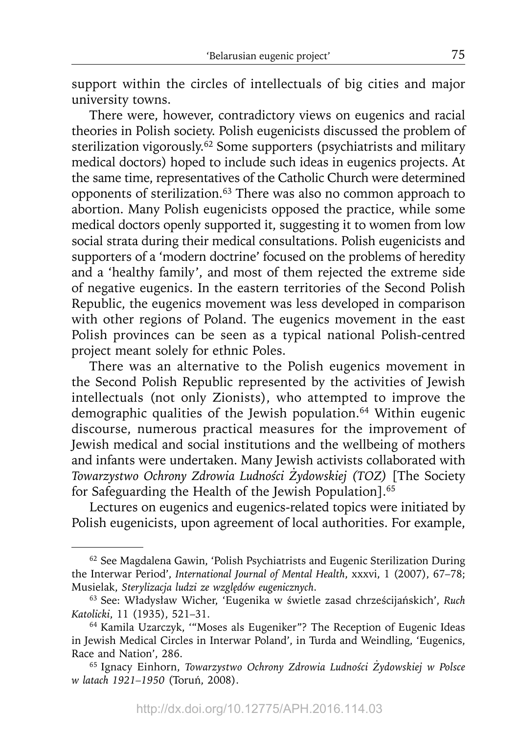support within the circles of intellectuals of big cities and major university towns.

There were, however, contradictory views on eugenics and racial theories in Polish society. Polish eugenicists discussed the problem of sterilization vigorously.[62] Some supporters (psychiatrists and military medical doctors) hoped to include such ideas in eugenics projects. At the same time, representatives of the Catholic Church were determined opponents of sterilization.[63] There was also no common approach to abortion. Many Polish eugenicists opposed the practice, while some medical doctors openly supported it, suggesting it to women from low social strata during their medical consultations. Polish eugenicists and supporters of a 'modern doctrine' focused on the problems of heredity and a 'healthy family', and most of them rejected the extreme side of negative eugenics. In the eastern territories of the Second Polish Republic, the eugenics movement was less developed in comparison with other regions of Poland. The eugenics movement in the east Polish provinces can be seen as a typical national Polish-centred project meant solely for ethnic Poles.

There was an alternative to the Polish eugenics movement in the Second Polish Republic represented by the activities of Jewish intellectuals (not only Zionists), who attempted to improve the demographic qualities of the Jewish population.[64] Within eugenic discourse, numerous practical measures for the improvement of Jewish medical and social institutions and the wellbeing of mothers and infants were undertaken. Many Jewish activists collaborated with *Towarzystwo Ochrony Zdrowia Ludności Żydowskiej (TOZ)* [The Society for Safeguarding the Health of the Jewish Population].[65]

Lectures on eugenics and eugenics-related topics were initiated by Polish eugenicists, upon agreement of local authorities. For example,

---

[62] See Magdalena Gawin, 'Polish Psychiatrists and Eugenic Sterilization During the Interwar Period', *International Journal of Mental Health*, xxxvi, 1 (2007), 67–78; Musielak, *Sterylizacja ludzi ze względów eugenicznych*.

[63] See: Władysław Wicher, 'Eugenika w świetle zasad chrześcijańskich', *Ruch Katolicki*, 11 (1935), 521–31.

[64] Kamila Uzarczyk, '"Moses als Eugeniker"? The Reception of Eugenic Ideas in Jewish Medical Circles in Interwar Poland', in Turda and Weindling, 'Eugenics, Race and Nation', 286.

[65] Ignacy Einhorn, *Towarzystwo Ochrony Zdrowia Ludności Żydowskiej w Polsce w latach 1921–1950* (Toruń, 2008).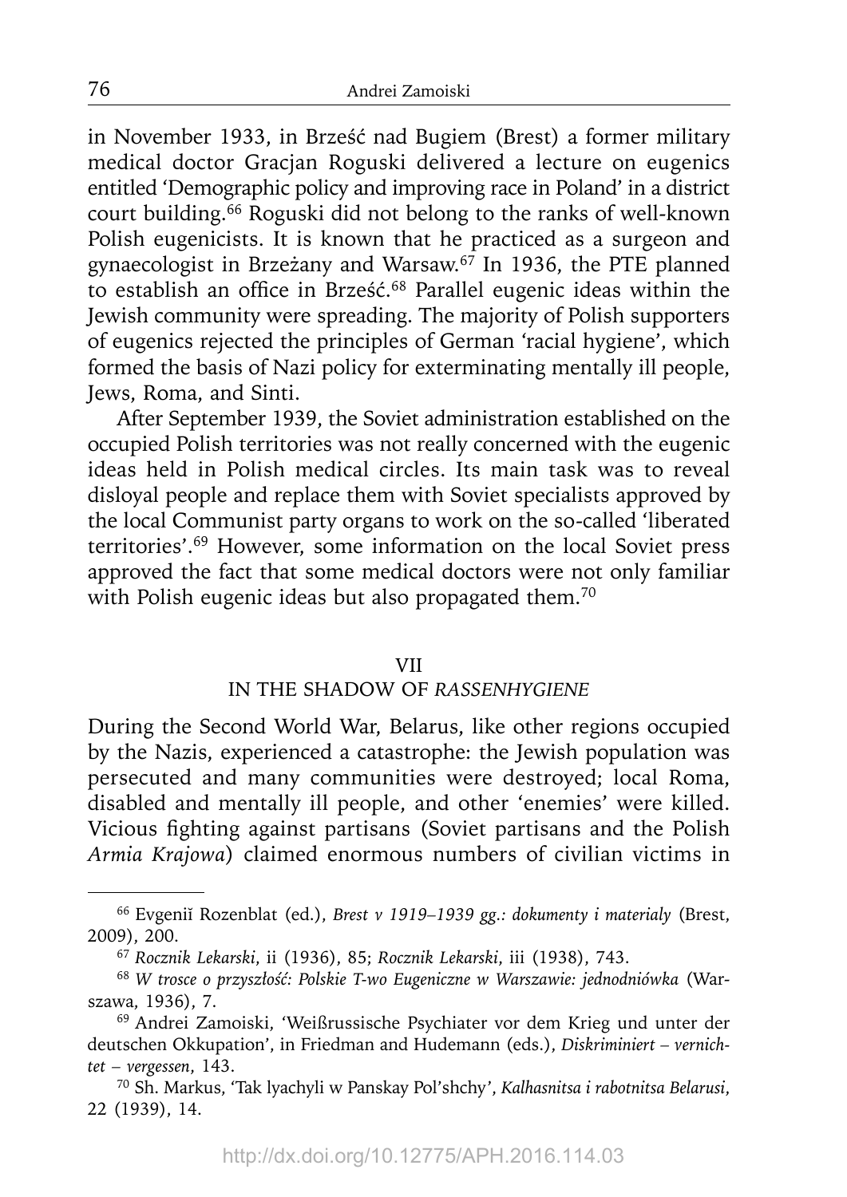in November 1933, in Brześć nad Bugiem (Brest) a former military medical doctor Gracjan Roguski delivered a lecture on eugenics entitled 'Demographic policy and improving race in Poland' in a district court building.[66] Roguski did not belong to the ranks of well-known Polish eugenicists. It is known that he practiced as a surgeon and gynaecologist in Brzeżany and Warsaw.[67] In 1936, the PTE planned to establish an office in Brześć.[68] Parallel eugenic ideas within the Jewish community were spreading. The majority of Polish supporters of eugenics rejected the principles of German 'racial hygiene', which formed the basis of Nazi policy for exterminating mentally ill people, Jews, Roma, and Sinti.

After September 1939, the Soviet administration established on the occupied Polish territories was not really concerned with the eugenic ideas held in Polish medical circles. Its main task was to reveal disloyal people and replace them with Soviet specialists approved by the local Communist party organs to work on the so-called 'liberated territories'.[69] However, some information on the local Soviet press approved the fact that some medical doctors were not only familiar with Polish eugenic ideas but also propagated them.[70]

## VII
## IN THE SHADOW OF *RASSENHYGIENE*

During the Second World War, Belarus, like other regions occupied by the Nazis, experienced a catastrophe: the Jewish population was persecuted and many communities were destroyed; local Roma, disabled and mentally ill people, and other 'enemies' were killed. Vicious fighting against partisans (Soviet partisans and the Polish *Armia Krajowa*) claimed enormous numbers of civilian victims in

---

[66] Evgeniĭ Rozenblat (ed.), *Brest v 1919–1939 gg.: dokumenty i materialy* (Brest, 2009), 200.

[67] *Rocznik Lekarski*, ii (1936), 85; *Rocznik Lekarski*, iii (1938), 743.

[68] *W trosce o przyszłość: Polskie T-wo Eugeniczne w Warszawie: jednodniówka* (Warszawa, 1936), 7.

[69] Andrei Zamoiski, 'Weißrussische Psychiater vor dem Krieg und unter der deutschen Okkupation', in Friedman and Hudemann (eds.), *Diskriminiert – vernichtet – vergessen*, 143.

[70] Sh. Markus, 'Tak lyachyli w Panskay Pol'shchy', *Kalhasnitsa i rabotnitsa Belarusi*, 22 (1939), 14.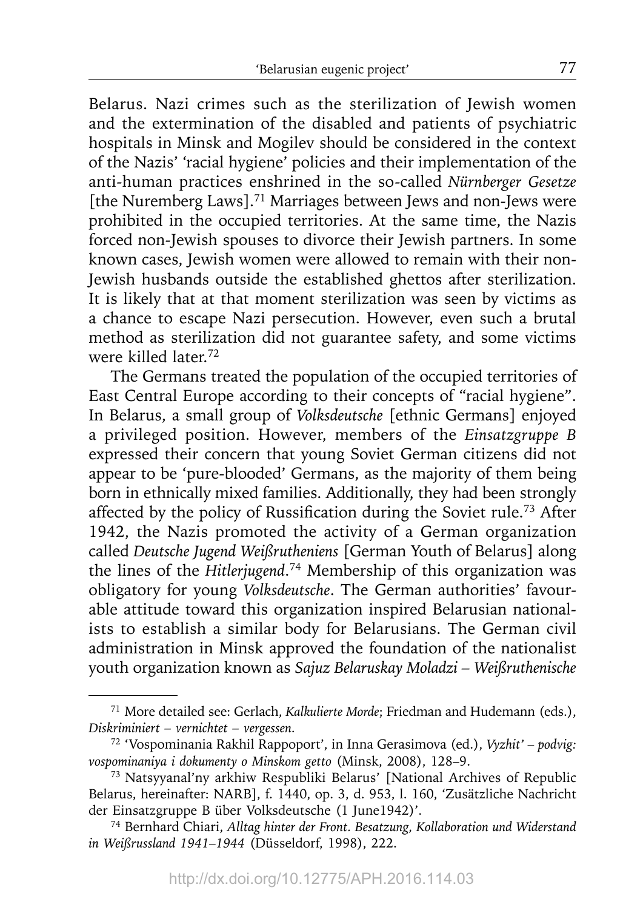Belarus. Nazi crimes such as the sterilization of Jewish women and the extermination of the disabled and patients of psychiatric hospitals in Minsk and Mogilev should be considered in the context of the Nazis' 'racial hygiene' policies and their implementation of the anti-human practices enshrined in the so-called *Nürnberger Gesetze* [the Nuremberg Laws].[71] Marriages between Jews and non-Jews were prohibited in the occupied territories. At the same time, the Nazis forced non-Jewish spouses to divorce their Jewish partners. In some known cases, Jewish women were allowed to remain with their non-Jewish husbands outside the established ghettos after sterilization. It is likely that at that moment sterilization was seen by victims as a chance to escape Nazi persecution. However, even such a brutal method as sterilization did not guarantee safety, and some victims were killed later.[72]

The Germans treated the population of the occupied territories of East Central Europe according to their concepts of "racial hygiene". In Belarus, a small group of *Volksdeutsche* [ethnic Germans] enjoyed a privileged position. However, members of the *Einsatzgruppe B* expressed their concern that young Soviet German citizens did not appear to be 'pure-blooded' Germans, as the majority of them being born in ethnically mixed families. Additionally, they had been strongly affected by the policy of Russification during the Soviet rule.[73] After 1942, the Nazis promoted the activity of a German organization called *Deutsche Jugend Weißrutheniens* [German Youth of Belarus] along the lines of the *Hitlerjugend*.[74] Membership of this organization was obligatory for young *Volksdeutsche*. The German authorities' favourable attitude toward this organization inspired Belarusian nationalists to establish a similar body for Belarusians. The German civil administration in Minsk approved the foundation of the nationalist youth organization known as *Sajuz Belaruskay Moladzi – Weißruthenische*

---

[71] More detailed see: Gerlach, *Kalkulierte Morde*; Friedman and Hudemann (eds.), *Diskriminiert – vernichtet – vergessen*.

[72] 'Vospominania Rakhil Rappoport', in Inna Gerasimova (ed.), *Vyzhit' – podvig: vospominaniya i dokumenty o Minskom getto* (Minsk, 2008), 128–9.

[73] Natsyyanal'ny arkhiw Respubliki Belarus' [National Archives of Republic Belarus, hereinafter: NARB], f. 1440, op. 3, d. 953, l. 160, 'Zusätzliche Nachricht der Einsatzgruppe B über Volksdeutsche (1 June1942)'.

[74] Bernhard Chiari, *Alltag hinter der Front. Besatzung, Kollaboration und Widerstand in Weißrussland 1941–1944* (Düsseldorf, 1998), 222.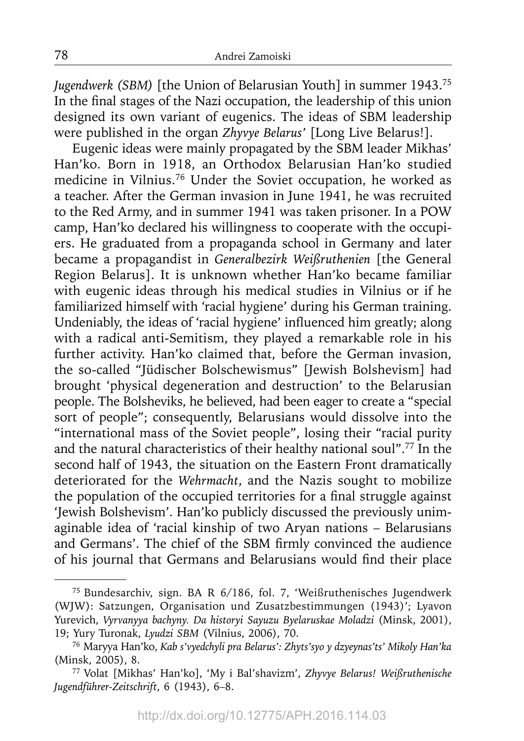*Jugendwerk (SBM)* [the Union of Belarusian Youth] in summer 1943.[75] In the final stages of the Nazi occupation, the leadership of this union designed its own variant of eugenics. The ideas of SBM leadership were published in the organ *Zhyvye Belarus'* [Long Live Belarus!].

Eugenic ideas were mainly propagated by the SBM leader Mikhas' Han'ko. Born in 1918, an Orthodox Belarusian Han'ko studied medicine in Vilnius.[76] Under the Soviet occupation, he worked as a teacher. After the German invasion in June 1941, he was recruited to the Red Army, and in summer 1941 was taken prisoner. In a POW camp, Han'ko declared his willingness to cooperate with the occupiers. He graduated from a propaganda school in Germany and later became a propagandist in *Generalbezirk Weißruthenien* [the General Region Belarus]. It is unknown whether Han'ko became familiar with eugenic ideas through his medical studies in Vilnius or if he familiarized himself with 'racial hygiene' during his German training. Undeniably, the ideas of 'racial hygiene' influenced him greatly; along with a radical anti-Semitism, they played a remarkable role in his further activity. Han'ko claimed that, before the German invasion, the so-called "Jüdischer Bolschewismus" [Jewish Bolshevism] had brought 'physical degeneration and destruction' to the Belarusian people. The Bolsheviks, he believed, had been eager to create a "special sort of people"; consequently, Belarusians would dissolve into the "international mass of the Soviet people", losing their "racial purity and the natural characteristics of their healthy national soul".[77] In the second half of 1943, the situation on the Eastern Front dramatically deteriorated for the *Wehrmacht*, and the Nazis sought to mobilize the population of the occupied territories for a final struggle against 'Jewish Bolshevism'. Han'ko publicly discussed the previously unimaginable idea of 'racial kinship of two Aryan nations – Belarusians and Germans'. The chief of the SBM firmly convinced the audience of his journal that Germans and Belarusians would find their place

---

[75] Bundesarchiv, sign. BA R 6/186, fol. 7, 'Weißruthenisches Jugendwerk (WJW): Satzungen, Organisation und Zusatzbestimmungen (1943)'; Lyavon Yurevich, *Vyrvanyya bachyny. Da historyi Sayuzu Byelaruskae Moladzi* (Minsk, 2001), 19; Yury Turonak, *Lyudzi SBM* (Vilnius, 2006), 70.

[76] Maryya Han'ko, *Kab s'vyedchyli pra Belarus': Zhyts'syo y dzyeynas'ts' Mikoly Han'ka* (Minsk, 2005), 8.

[77] Volat [Mikhas' Han'ko], 'My i Bal'shavizm', *Zhyvye Belarus! Weißruthenische Jugendführer-Zeitschrift*, 6 (1943), 6–8.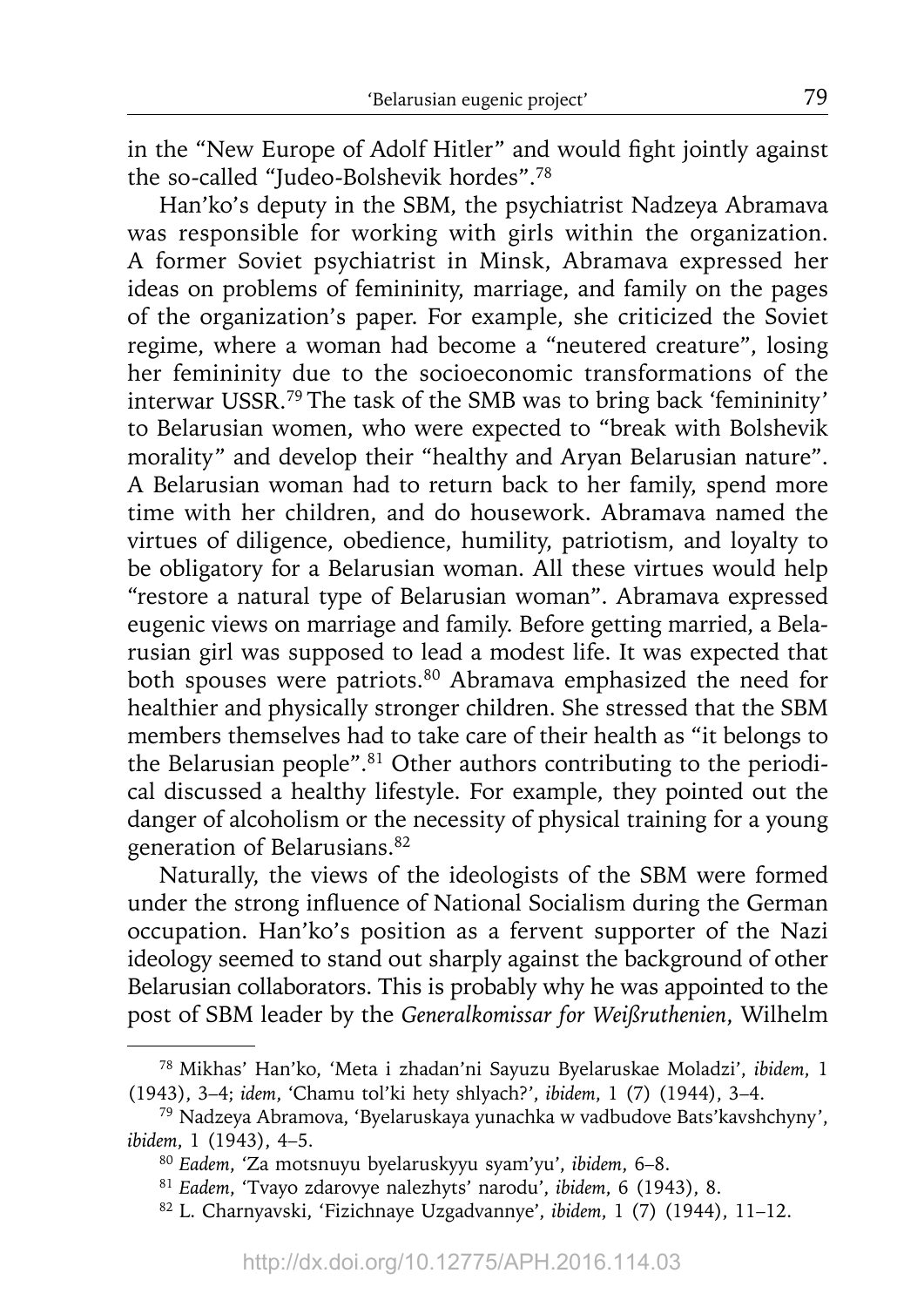in the "New Europe of Adolf Hitler" and would fight jointly against the so-called "Judeo-Bolshevik hordes".[78]

Han'ko's deputy in the SBM, the psychiatrist Nadzeya Abramava was responsible for working with girls within the organization. A former Soviet psychiatrist in Minsk, Abramava expressed her ideas on problems of femininity, marriage, and family on the pages of the organization's paper. For example, she criticized the Soviet regime, where a woman had become a "neutered creature", losing her femininity due to the socioeconomic transformations of the interwar USSR.[79] The task of the SMB was to bring back 'femininity' to Belarusian women, who were expected to "break with Bolshevik morality" and develop their "healthy and Aryan Belarusian nature". A Belarusian woman had to return back to her family, spend more time with her children, and do housework. Abramava named the virtues of diligence, obedience, humility, patriotism, and loyalty to be obligatory for a Belarusian woman. All these virtues would help "restore a natural type of Belarusian woman". Abramava expressed eugenic views on marriage and family. Before getting married, a Belarusian girl was supposed to lead a modest life. It was expected that both spouses were patriots.[80] Abramava emphasized the need for healthier and physically stronger children. She stressed that the SBM members themselves had to take care of their health as "it belongs to the Belarusian people".[81] Other authors contributing to the periodical discussed a healthy lifestyle. For example, they pointed out the danger of alcoholism or the necessity of physical training for a young generation of Belarusians.[82]

Naturally, the views of the ideologists of the SBM were formed under the strong influence of National Socialism during the German occupation. Han'ko's position as a fervent supporter of the Nazi ideology seemed to stand out sharply against the background of other Belarusian collaborators. This is probably why he was appointed to the post of SBM leader by the *Generalkomissar for Weißruthenien*, Wilhelm

---

[78] Mikhas' Han'ko, 'Meta i zhadan'ni Sayuzu Byelaruskae Moladzi', *ibidem*, 1 (1943), 3–4; *idem*, 'Chamu tol'ki hety shlyach?', *ibidem*, 1 (7) (1944), 3–4.

[79] Nadzeya Abramova, 'Byelaruskaya yunachka w vadbudove Bats'kavshchyny', *ibidem*, 1 (1943), 4–5.

[80] *Eadem*, 'Za motsnuyu byelaruskyyu syam'yu', *ibidem*, 6–8.

[81] *Eadem*, 'Tvayo zdarovye nalezhyts' narodu', *ibidem*, 6 (1943), 8.

[82] L. Charnyavski, 'Fizichnaye Uzgadvannye', *ibidem*, 1 (7) (1944), 11–12.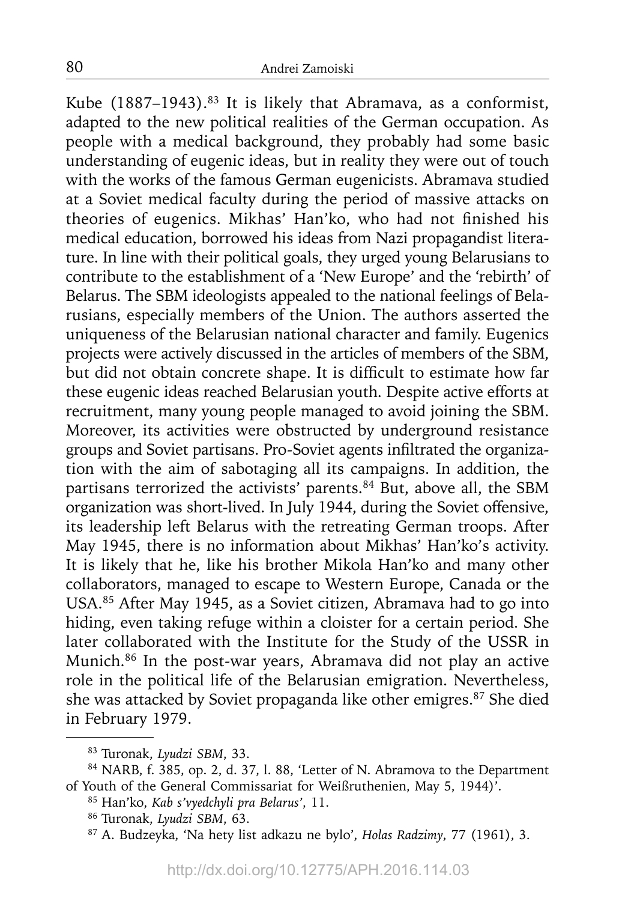Kube (1887–1943).[83] It is likely that Abramava, as a conformist, adapted to the new political realities of the German occupation. As people with a medical background, they probably had some basic understanding of eugenic ideas, but in reality they were out of touch with the works of the famous German eugenicists. Abramava studied at a Soviet medical faculty during the period of massive attacks on theories of eugenics. Mikhas' Han'ko, who had not finished his medical education, borrowed his ideas from Nazi propagandist literature. In line with their political goals, they urged young Belarusians to contribute to the establishment of a 'New Europe' and the 'rebirth' of Belarus. The SBM ideologists appealed to the national feelings of Belarusians, especially members of the Union. The authors asserted the uniqueness of the Belarusian national character and family. Eugenics projects were actively discussed in the articles of members of the SBM, but did not obtain concrete shape. It is difficult to estimate how far these eugenic ideas reached Belarusian youth. Despite active efforts at recruitment, many young people managed to avoid joining the SBM. Moreover, its activities were obstructed by underground resistance groups and Soviet partisans. Pro-Soviet agents infiltrated the organization with the aim of sabotaging all its campaigns. In addition, the partisans terrorized the activists' parents.[84] But, above all, the SBM organization was short-lived. In July 1944, during the Soviet offensive, its leadership left Belarus with the retreating German troops. After May 1945, there is no information about Mikhas' Han'ko's activity. It is likely that he, like his brother Mikola Han'ko and many other collaborators, managed to escape to Western Europe, Canada or the USA.[85] After May 1945, as a Soviet citizen, Abramava had to go into hiding, even taking refuge within a cloister for a certain period. She later collaborated with the Institute for the Study of the USSR in Munich.[86] In the post-war years, Abramava did not play an active role in the political life of the Belarusian emigration. Nevertheless, she was attacked by Soviet propaganda like other emigres.[87] She died in February 1979.

---

[83] Turonak, *Lyudzi SBM*, 33.

[84] NARB, f. 385, op. 2, d. 37, l. 88, 'Letter of N. Abramova to the Department of Youth of the General Commissariat for Weißruthenien, May 5, 1944)'.

[85] Han'ko, *Kab s'vyedchyli pra Belarus'*, 11.

[86] Turonak, *Lyudzi SBM*, 63.

[87] A. Budzeyka, 'Na hety list adkazu ne bylo', *Holas Radzimy*, 77 (1961), 3.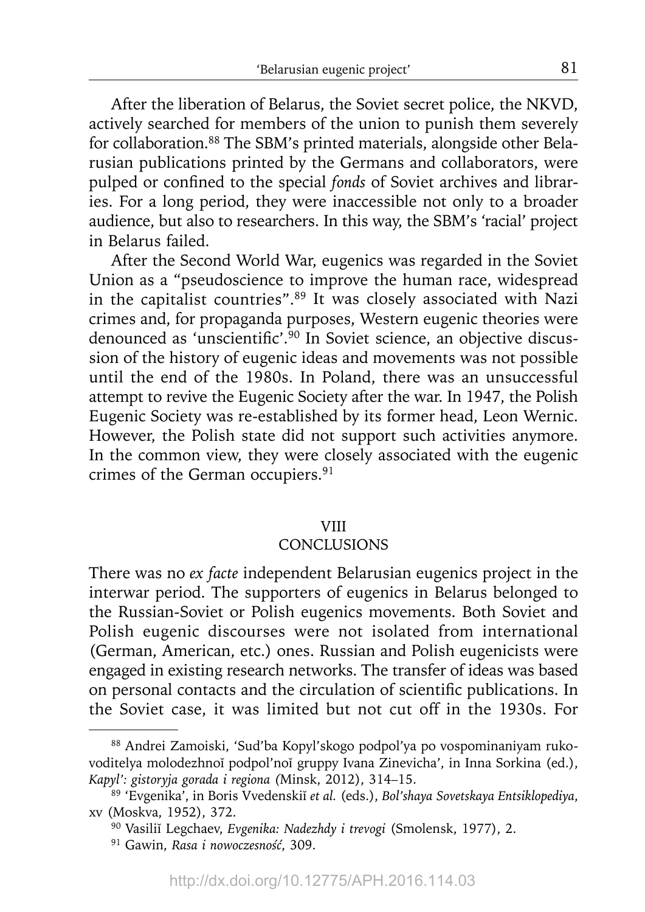After the liberation of Belarus, the Soviet secret police, the NKVD, actively searched for members of the union to punish them severely for collaboration.[88] The SBM's printed materials, alongside other Belarusian publications printed by the Germans and collaborators, were pulped or confined to the special *fonds* of Soviet archives and libraries. For a long period, they were inaccessible not only to a broader audience, but also to researchers. In this way, the SBM's 'racial' project in Belarus failed.

After the Second World War, eugenics was regarded in the Soviet Union as a "pseudoscience to improve the human race, widespread in the capitalist countries".[89] It was closely associated with Nazi crimes and, for propaganda purposes, Western eugenic theories were denounced as 'unscientific'.[90] In Soviet science, an objective discussion of the history of eugenic ideas and movements was not possible until the end of the 1980s. In Poland, there was an unsuccessful attempt to revive the Eugenic Society after the war. In 1947, the Polish Eugenic Society was re-established by its former head, Leon Wernic. However, the Polish state did not support such activities anymore. In the common view, they were closely associated with the eugenic crimes of the German occupiers.[91]

## VIII
## CONCLUSIONS

There was no *ex facte* independent Belarusian eugenics project in the interwar period. The supporters of eugenics in Belarus belonged to the Russian-Soviet or Polish eugenics movements. Both Soviet and Polish eugenic discourses were not isolated from international (German, American, etc.) ones. Russian and Polish eugenicists were engaged in existing research networks. The transfer of ideas was based on personal contacts and the circulation of scientific publications. In the Soviet case, it was limited but not cut off in the 1930s. For

---

[88] Andrei Zamoiski, 'Sud'ba Kopyl'skogo podpol'ya po vospominaniyam rukovoditelya molodezhnoĭ podpol'noĭ gruppy Ivana Zinevicha', in Inna Sorkina (ed.), *Kapyl': gistoryja gorada i regiona* (Minsk, 2012), 314–15.

[89] 'Evgenika', in Boris Vvedenskiĭ *et al.* (eds.), *Bol'shaya Sovetskaya Entsiklopediya*, xv (Moskva, 1952), 372.

[90] Vasiliĭ Legchaev, *Evgenika: Nadezhdy i trevogi* (Smolensk, 1977), 2.

[91] Gawin, *Rasa i nowoczesność*, 309.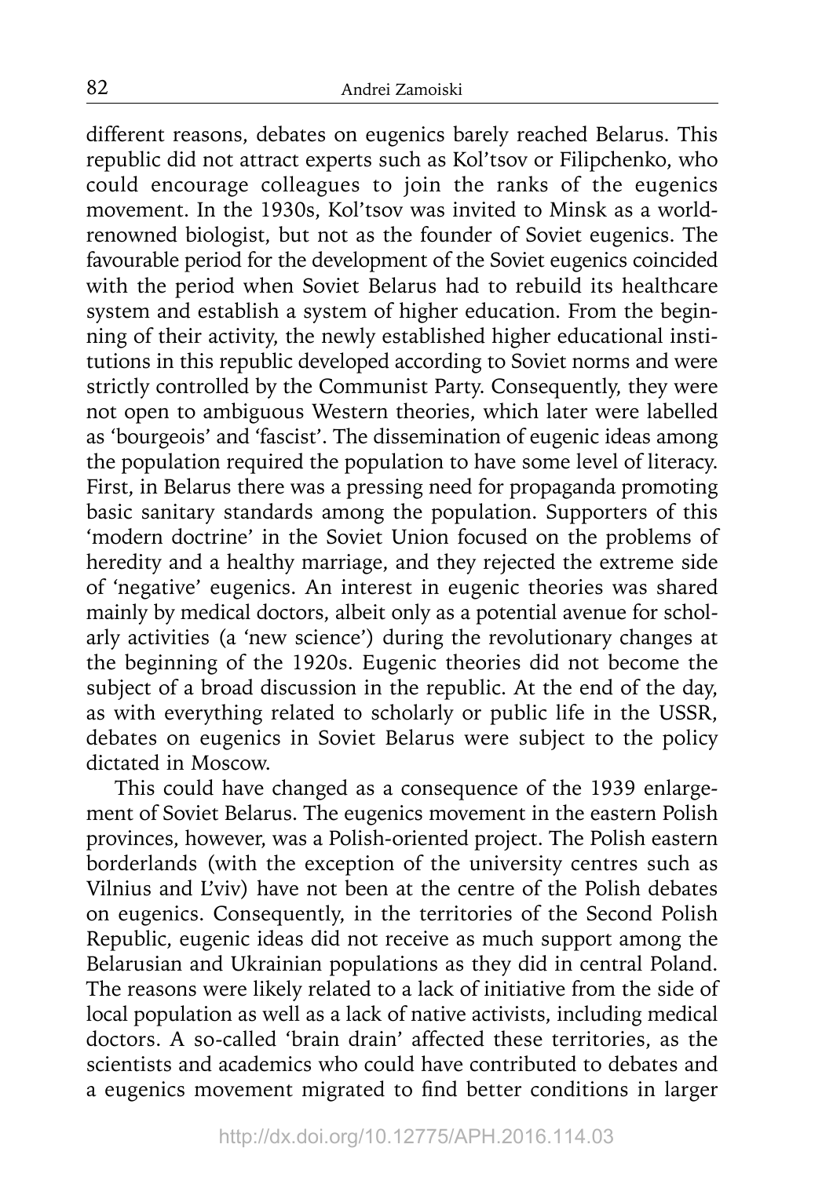different reasons, debates on eugenics barely reached Belarus. This republic did not attract experts such as Kol'tsov or Filipchenko, who could encourage colleagues to join the ranks of the eugenics movement. In the 1930s, Kol'tsov was invited to Minsk as a world-renowned biologist, but not as the founder of Soviet eugenics. The favourable period for the development of the Soviet eugenics coincided with the period when Soviet Belarus had to rebuild its healthcare system and establish a system of higher education. From the beginning of their activity, the newly established higher educational institutions in this republic developed according to Soviet norms and were strictly controlled by the Communist Party. Consequently, they were not open to ambiguous Western theories, which later were labelled as 'bourgeois' and 'fascist'. The dissemination of eugenic ideas among the population required the population to have some level of literacy. First, in Belarus there was a pressing need for propaganda promoting basic sanitary standards among the population. Supporters of this 'modern doctrine' in the Soviet Union focused on the problems of heredity and a healthy marriage, and they rejected the extreme side of 'negative' eugenics. An interest in eugenic theories was shared mainly by medical doctors, albeit only as a potential avenue for scholarly activities (a 'new science') during the revolutionary changes at the beginning of the 1920s. Eugenic theories did not become the subject of a broad discussion in the republic. At the end of the day, as with everything related to scholarly or public life in the USSR, debates on eugenics in Soviet Belarus were subject to the policy dictated in Moscow.

This could have changed as a consequence of the 1939 enlargement of Soviet Belarus. The eugenics movement in the eastern Polish provinces, however, was a Polish-oriented project. The Polish eastern borderlands (with the exception of the university centres such as Vilnius and L'viv) have not been at the centre of the Polish debates on eugenics. Consequently, in the territories of the Second Polish Republic, eugenic ideas did not receive as much support among the Belarusian and Ukrainian populations as they did in central Poland. The reasons were likely related to a lack of initiative from the side of local population as well as a lack of native activists, including medical doctors. A so-called 'brain drain' affected these territories, as the scientists and academics who could have contributed to debates and a eugenics movement migrated to find better conditions in larger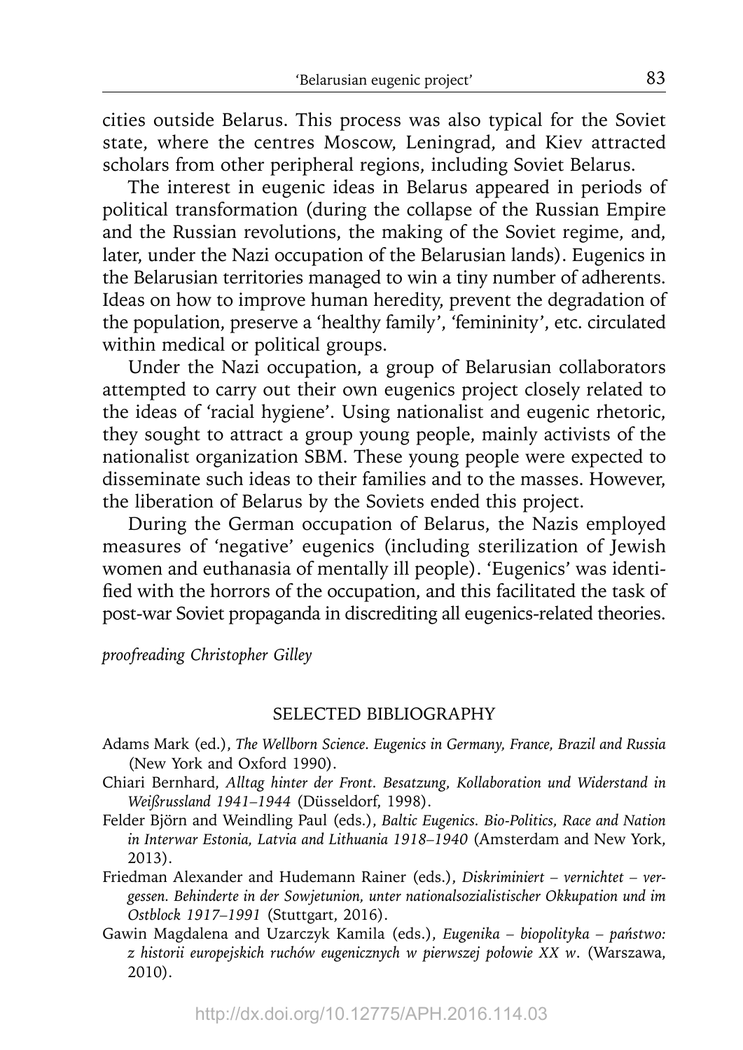cities outside Belarus. This process was also typical for the Soviet state, where the centres Moscow, Leningrad, and Kiev attracted scholars from other peripheral regions, including Soviet Belarus.

The interest in eugenic ideas in Belarus appeared in periods of political transformation (during the collapse of the Russian Empire and the Russian revolutions, the making of the Soviet regime, and, later, under the Nazi occupation of the Belarusian lands). Eugenics in the Belarusian territories managed to win a tiny number of adherents. Ideas on how to improve human heredity, prevent the degradation of the population, preserve a 'healthy family', 'femininity', etc. circulated within medical or political groups.

Under the Nazi occupation, a group of Belarusian collaborators attempted to carry out their own eugenics project closely related to the ideas of 'racial hygiene'. Using nationalist and eugenic rhetoric, they sought to attract a group young people, mainly activists of the nationalist organization SBM. These young people were expected to disseminate such ideas to their families and to the masses. However, the liberation of Belarus by the Soviets ended this project.

During the German occupation of Belarus, the Nazis employed measures of 'negative' eugenics (including sterilization of Jewish women and euthanasia of mentally ill people). 'Eugenics' was identified with the horrors of the occupation, and this facilitated the task of post-war Soviet propaganda in discrediting all eugenics-related theories.

*proofreading Christopher Gilley*

## SELECTED BIBLIOGRAPHY

Adams Mark (ed.), *The Wellborn Science. Eugenics in Germany, France, Brazil and Russia* (New York and Oxford 1990).

Chiari Bernhard, *Alltag hinter der Front. Besatzung, Kollaboration und Widerstand in Weißrussland 1941–1944* (Düsseldorf, 1998).

Felder Björn and Weindling Paul (eds.), *Baltic Eugenics. Bio-Politics, Race and Nation in Interwar Estonia, Latvia and Lithuania 1918–1940* (Amsterdam and New York, 2013).

Friedman Alexander and Hudemann Rainer (eds.), *Diskriminiert – vernichtet – vergessen. Behinderte in der Sowjetunion, unter nationalsozialistischer Okkupation und im Ostblock 1917–1991* (Stuttgart, 2016).

Gawin Magdalena and Uzarczyk Kamila (eds.), *Eugenika – biopolityka – państwo: z historii europejskich ruchów eugenicznych w pierwszej połowie XX w.* (Warszawa, 2010).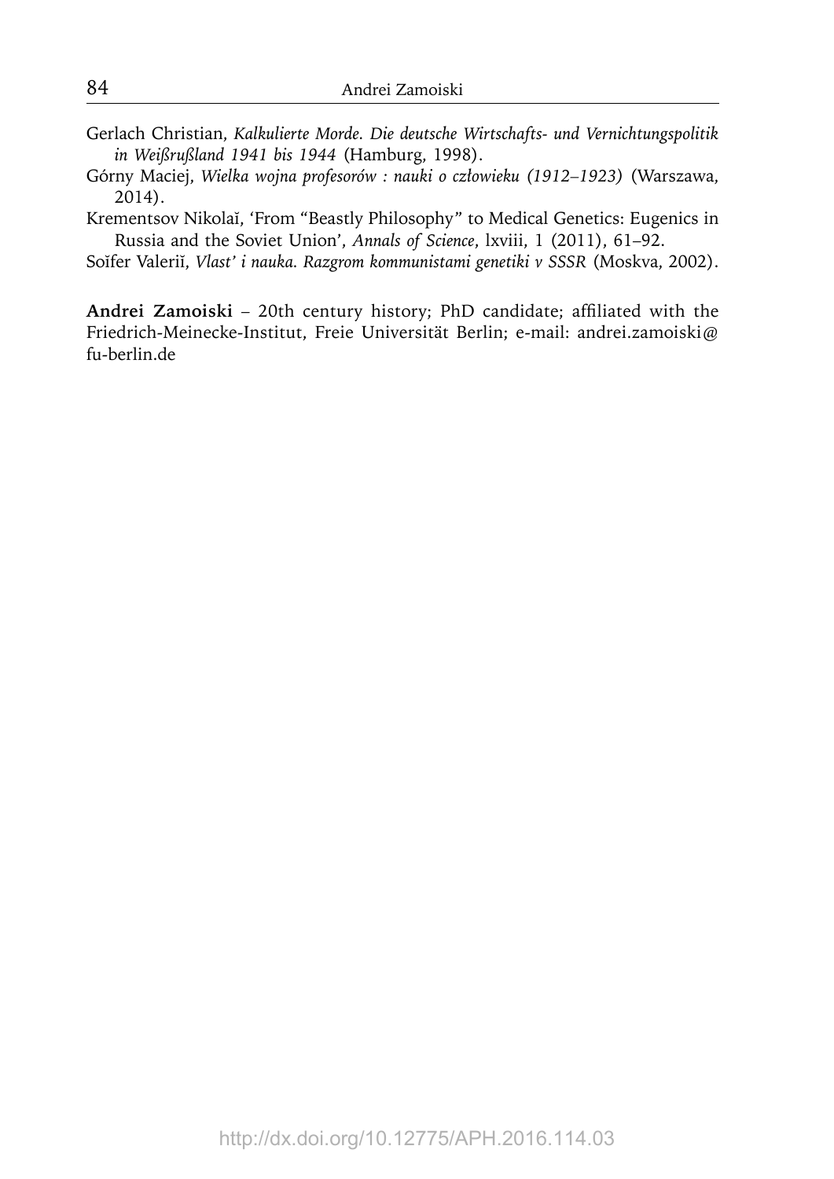Gerlach Christian, *Kalkulierte Morde. Die deutsche Wirtschafts- und Vernichtungspolitik in Weißrußland 1941 bis 1944* (Hamburg, 1998).

Górny Maciej, *Wielka wojna profesorów : nauki o człowieku (1912–1923)* (Warszawa, 2014).

Krementsov Nikolaĭ, 'From "Beastly Philosophy" to Medical Genetics: Eugenics in Russia and the Soviet Union', *Annals of Science*, lxviii, 1 (2011), 61–92.

Soĭfer Valeriĭ, *Vlast' i nauka. Razgrom kommunistami genetiki v SSSR* (Moskva, 2002).

**Andrei Zamoiski** – 20th century history; PhD candidate; affiliated with the Friedrich-Meinecke-Institut, Freie Universität Berlin; e-mail: andrei.zamoiski@fu-berlin.de

http://dx.doi.org/10.12775/APH.2016.114.03